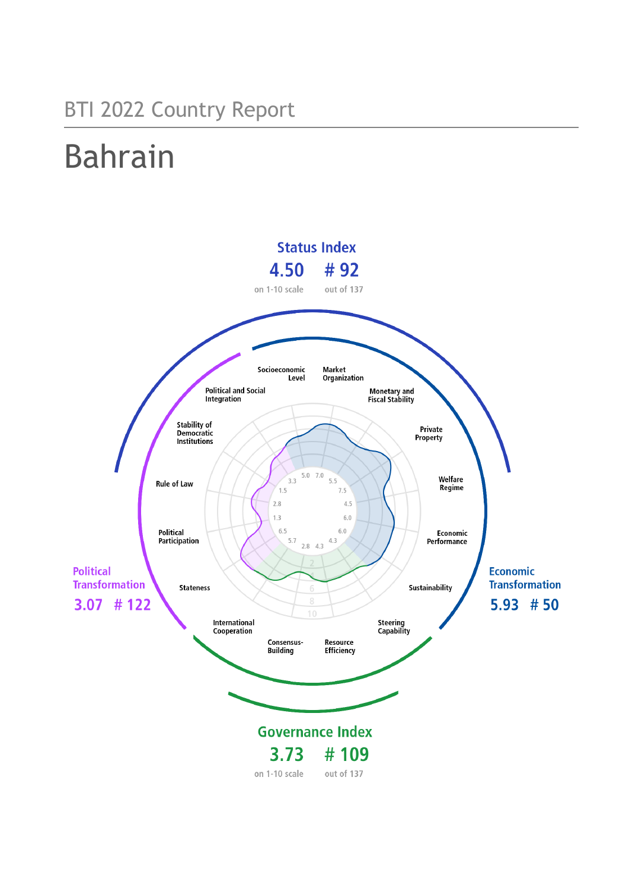BTI 2022 Country Report

# Bahrain

**Status Index**

**4.50** on 1-10 scale

**# 92** out of 137

**Political Transformation**

**3.07 # 122**

**Economic Transformation**

**5.93 # 50**

**Governance Index**

**3.73** on 1-10 scale

**# 109** out of 137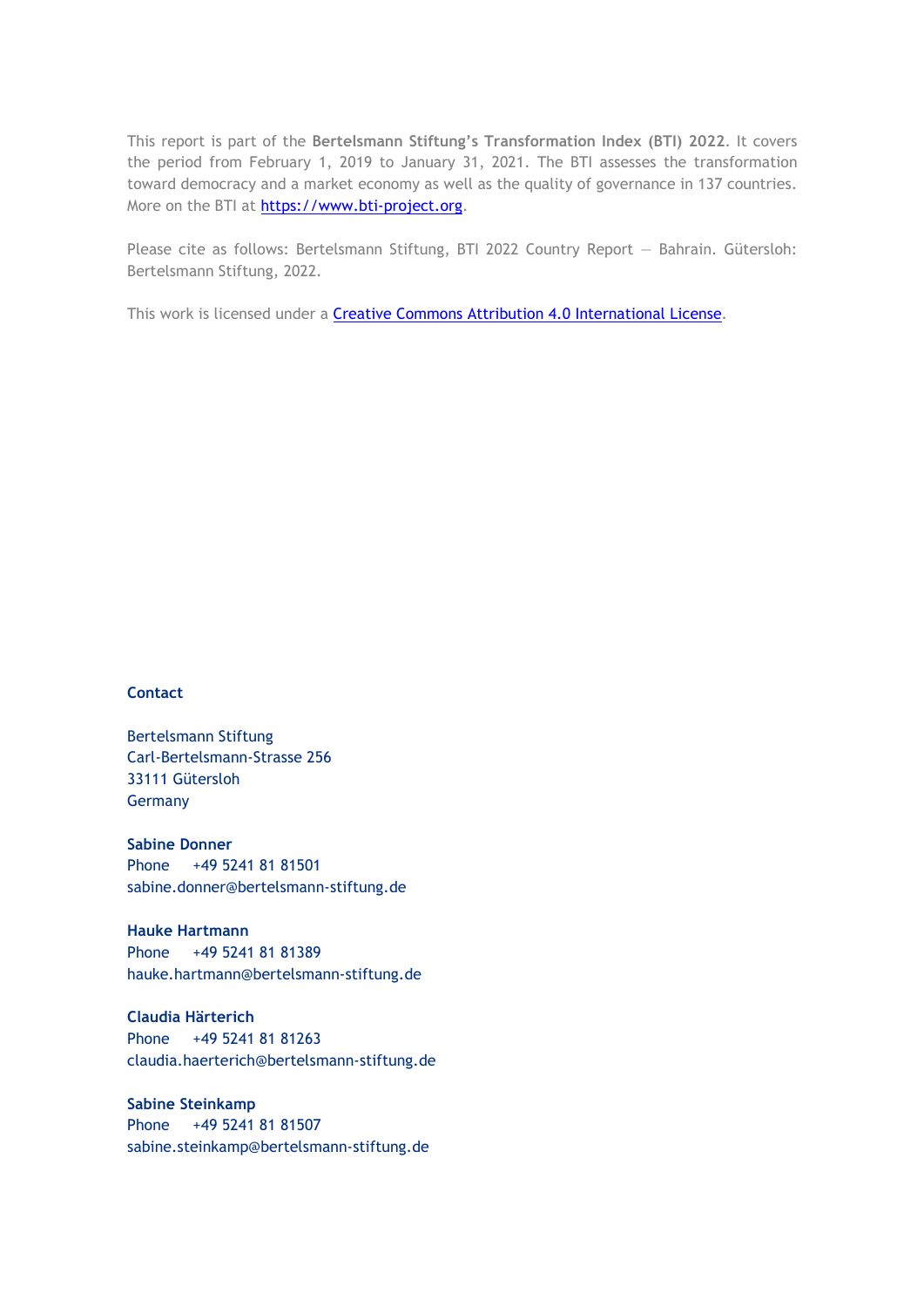This report is part of the **Bertelsmann Stiftung's Transformation Index (BTI) 2022**. It covers the period from February 1, 2019 to January 31, 2021. The BTI assesses the transformation toward democracy and a market economy as well as the quality of governance in 137 countries. More on the BTI at [https://www.bti-project.org](https://www.bti-project.org).

Please cite as follows: Bertelsmann Stiftung, BTI 2022 Country Report — Bahrain. Gütersloh: Bertelsmann Stiftung, 2022.

This work is licensed under a [Creative Commons Attribution 4.0 International License](https://creativecommons.org/licenses/by/4.0/).

**Contact**

Bertelsmann Stiftung
Carl-Bertelsmann-Strasse 256
33111 Gütersloh
Germany

**Sabine Donner**
Phone +49 5241 81 81501
sabine.donner@bertelsmann-stiftung.de

**Hauke Hartmann**
Phone +49 5241 81 81389
hauke.hartmann@bertelsmann-stiftung.de

**Claudia Härterich**
Phone +49 5241 81 81263
claudia.haerterich@bertelsmann-stiftung.de

**Sabine Steinkamp**
Phone +49 5241 81 81507
sabine.steinkamp@bertelsmann-stiftung.de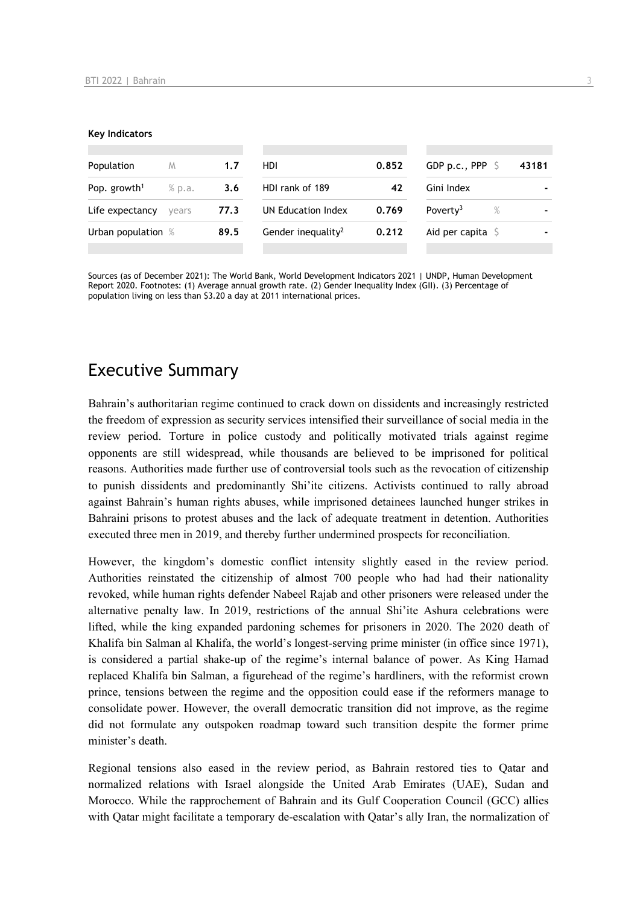**Key Indicators**

| Population | M | 1.7 | HDI | 0.852 | GDP p.c., PPP | $ | 43181 |
|---|---|---|---|---|---|---|---|
| Pop. growth[1] | % p.a. | 3.6 | HDI rank of 189 | 42 | Gini Index | | - |
| Life expectancy | years | 77.3 | UN Education Index | 0.769 | Poverty[3] | % | - |
| Urban population | % | 89.5 | Gender inequality[2] | 0.212 | Aid per capita | $ | - |

Sources (as of December 2021): The World Bank, World Development Indicators 2021 | UNDP, Human Development Report 2020. Footnotes: (1) Average annual growth rate. (2) Gender Inequality Index (GII). (3) Percentage of population living on less than $3.20 a day at 2011 international prices.

# Executive Summary

Bahrain's authoritarian regime continued to crack down on dissidents and increasingly restricted the freedom of expression as security services intensified their surveillance of social media in the review period. Torture in police custody and politically motivated trials against regime opponents are still widespread, while thousands are believed to be imprisoned for political reasons. Authorities made further use of controversial tools such as the revocation of citizenship to punish dissidents and predominantly Shi'ite citizens. Activists continued to rally abroad against Bahrain's human rights abuses, while imprisoned detainees launched hunger strikes in Bahraini prisons to protest abuses and the lack of adequate treatment in detention. Authorities executed three men in 2019, and thereby further undermined prospects for reconciliation.

However, the kingdom's domestic conflict intensity slightly eased in the review period. Authorities reinstated the citizenship of almost 700 people who had had their nationality revoked, while human rights defender Nabeel Rajab and other prisoners were released under the alternative penalty law. In 2019, restrictions of the annual Shi'ite Ashura celebrations were lifted, while the king expanded pardoning schemes for prisoners in 2020. The 2020 death of Khalifa bin Salman al Khalifa, the world's longest-serving prime minister (in office since 1971), is considered a partial shake-up of the regime's internal balance of power. As King Hamad replaced Khalifa bin Salman, a figurehead of the regime's hardliners, with the reformist crown prince, tensions between the regime and the opposition could ease if the reformers manage to consolidate power. However, the overall democratic transition did not improve, as the regime did not formulate any outspoken roadmap toward such transition despite the former prime minister's death.

Regional tensions also eased in the review period, as Bahrain restored ties to Qatar and normalized relations with Israel alongside the United Arab Emirates (UAE), Sudan and Morocco. While the rapprochement of Bahrain and its Gulf Cooperation Council (GCC) allies with Qatar might facilitate a temporary de-escalation with Qatar's ally Iran, the normalization of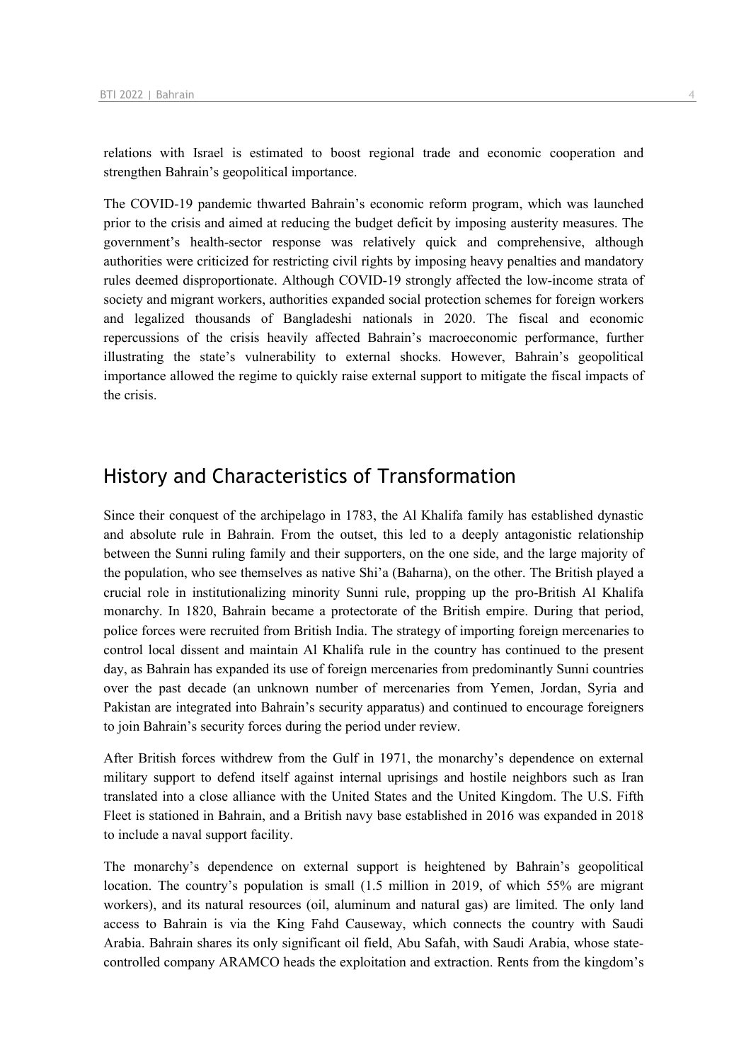relations with Israel is estimated to boost regional trade and economic cooperation and strengthen Bahrain's geopolitical importance.

The COVID-19 pandemic thwarted Bahrain's economic reform program, which was launched prior to the crisis and aimed at reducing the budget deficit by imposing austerity measures. The government's health-sector response was relatively quick and comprehensive, although authorities were criticized for restricting civil rights by imposing heavy penalties and mandatory rules deemed disproportionate. Although COVID-19 strongly affected the low-income strata of society and migrant workers, authorities expanded social protection schemes for foreign workers and legalized thousands of Bangladeshi nationals in 2020. The fiscal and economic repercussions of the crisis heavily affected Bahrain's macroeconomic performance, further illustrating the state's vulnerability to external shocks. However, Bahrain's geopolitical importance allowed the regime to quickly raise external support to mitigate the fiscal impacts of the crisis.

## History and Characteristics of Transformation

Since their conquest of the archipelago in 1783, the Al Khalifa family has established dynastic and absolute rule in Bahrain. From the outset, this led to a deeply antagonistic relationship between the Sunni ruling family and their supporters, on the one side, and the large majority of the population, who see themselves as native Shi'a (Baharna), on the other. The British played a crucial role in institutionalizing minority Sunni rule, propping up the pro-British Al Khalifa monarchy. In 1820, Bahrain became a protectorate of the British empire. During that period, police forces were recruited from British India. The strategy of importing foreign mercenaries to control local dissent and maintain Al Khalifa rule in the country has continued to the present day, as Bahrain has expanded its use of foreign mercenaries from predominantly Sunni countries over the past decade (an unknown number of mercenaries from Yemen, Jordan, Syria and Pakistan are integrated into Bahrain's security apparatus) and continued to encourage foreigners to join Bahrain's security forces during the period under review.

After British forces withdrew from the Gulf in 1971, the monarchy's dependence on external military support to defend itself against internal uprisings and hostile neighbors such as Iran translated into a close alliance with the United States and the United Kingdom. The U.S. Fifth Fleet is stationed in Bahrain, and a British navy base established in 2016 was expanded in 2018 to include a naval support facility.

The monarchy's dependence on external support is heightened by Bahrain's geopolitical location. The country's population is small (1.5 million in 2019, of which 55% are migrant workers), and its natural resources (oil, aluminum and natural gas) are limited. The only land access to Bahrain is via the King Fahd Causeway, which connects the country with Saudi Arabia. Bahrain shares its only significant oil field, Abu Safah, with Saudi Arabia, whose state-controlled company ARAMCO heads the exploitation and extraction. Rents from the kingdom's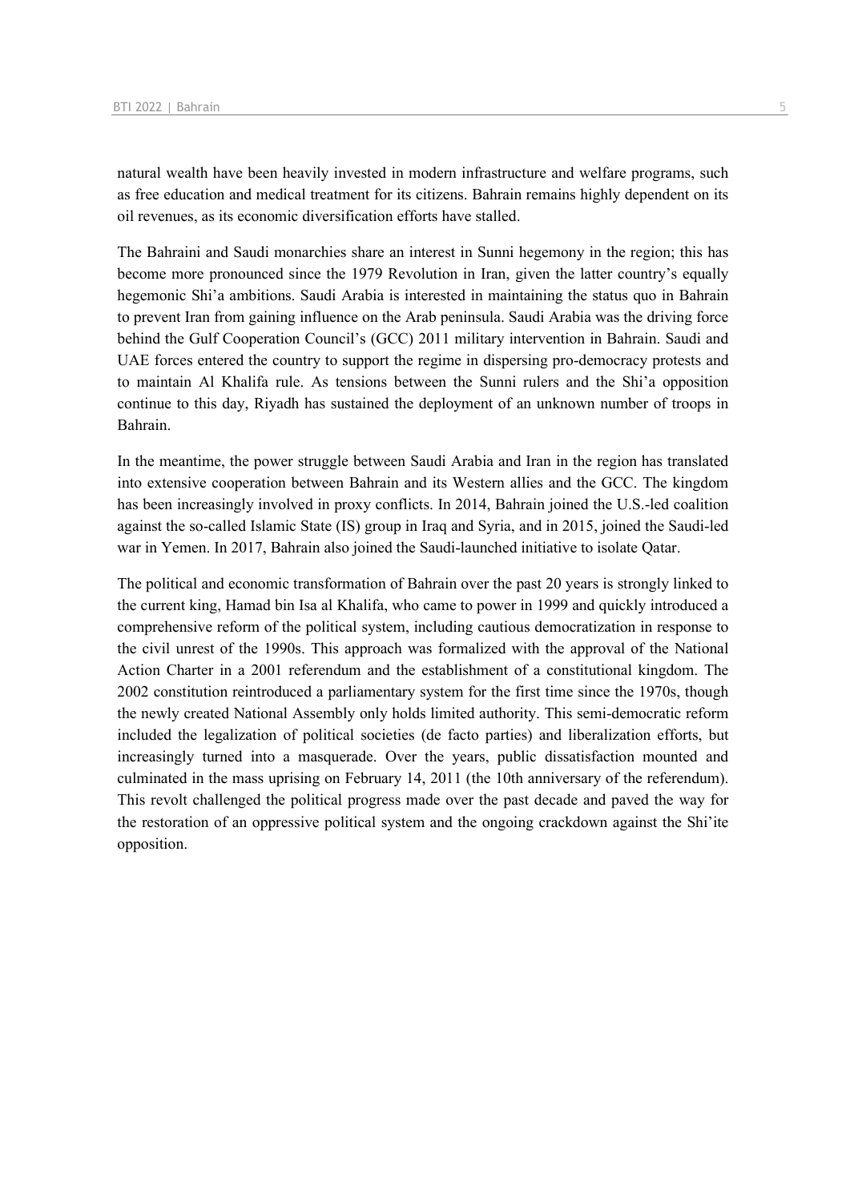natural wealth have been heavily invested in modern infrastructure and welfare programs, such as free education and medical treatment for its citizens. Bahrain remains highly dependent on its oil revenues, as its economic diversification efforts have stalled.

The Bahraini and Saudi monarchies share an interest in Sunni hegemony in the region; this has become more pronounced since the 1979 Revolution in Iran, given the latter country's equally hegemonic Shi'a ambitions. Saudi Arabia is interested in maintaining the status quo in Bahrain to prevent Iran from gaining influence on the Arab peninsula. Saudi Arabia was the driving force behind the Gulf Cooperation Council's (GCC) 2011 military intervention in Bahrain. Saudi and UAE forces entered the country to support the regime in dispersing pro-democracy protests and to maintain Al Khalifa rule. As tensions between the Sunni rulers and the Shi'a opposition continue to this day, Riyadh has sustained the deployment of an unknown number of troops in Bahrain.

In the meantime, the power struggle between Saudi Arabia and Iran in the region has translated into extensive cooperation between Bahrain and its Western allies and the GCC. The kingdom has been increasingly involved in proxy conflicts. In 2014, Bahrain joined the U.S.-led coalition against the so-called Islamic State (IS) group in Iraq and Syria, and in 2015, joined the Saudi-led war in Yemen. In 2017, Bahrain also joined the Saudi-launched initiative to isolate Qatar.

The political and economic transformation of Bahrain over the past 20 years is strongly linked to the current king, Hamad bin Isa al Khalifa, who came to power in 1999 and quickly introduced a comprehensive reform of the political system, including cautious democratization in response to the civil unrest of the 1990s. This approach was formalized with the approval of the National Action Charter in a 2001 referendum and the establishment of a constitutional kingdom. The 2002 constitution reintroduced a parliamentary system for the first time since the 1970s, though the newly created National Assembly only holds limited authority. This semi-democratic reform included the legalization of political societies (de facto parties) and liberalization efforts, but increasingly turned into a masquerade. Over the years, public dissatisfaction mounted and culminated in the mass uprising on February 14, 2011 (the 10th anniversary of the referendum). This revolt challenged the political progress made over the past decade and paved the way for the restoration of an oppressive political system and the ongoing crackdown against the Shi'ite opposition.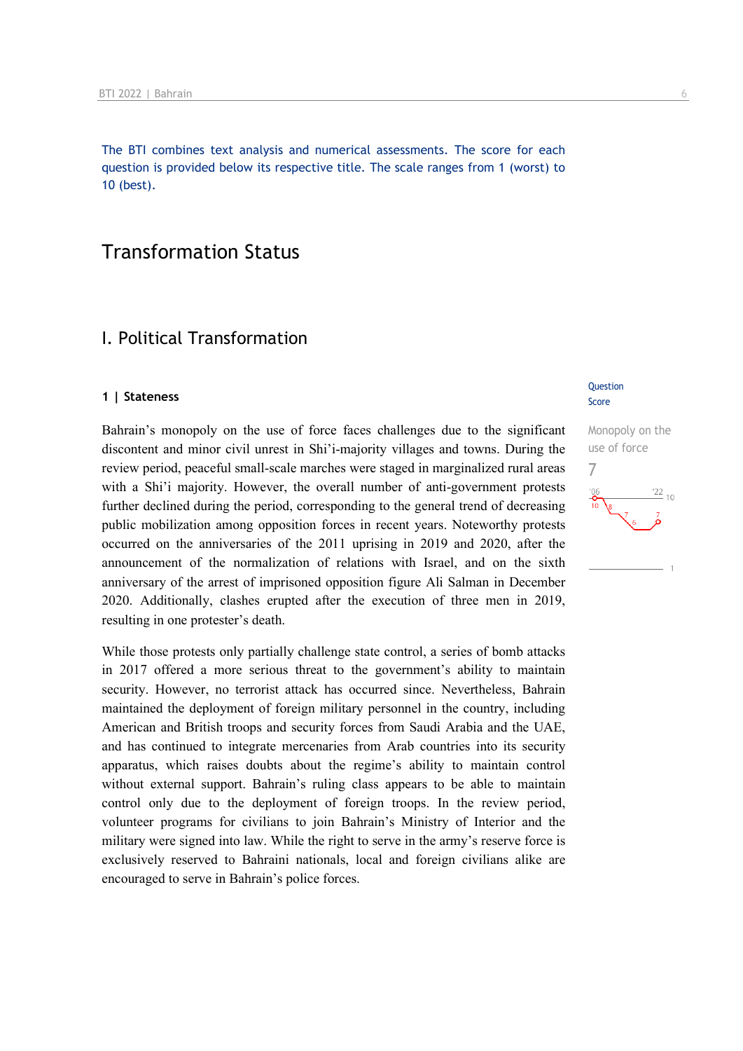The BTI combines text analysis and numerical assessments. The score for each question is provided below its respective title. The scale ranges from 1 (worst) to 10 (best).

# Transformation Status

## I. Political Transformation

### 1 | Stateness

Question Score

Monopoly on the use of force

7

Bahrain's monopoly on the use of force faces challenges due to the significant discontent and minor civil unrest in Shi'i-majority villages and towns. During the review period, peaceful small-scale marches were staged in marginalized rural areas with a Shi'i majority. However, the overall number of anti-government protests further declined during the period, corresponding to the general trend of decreasing public mobilization among opposition forces in recent years. Noteworthy protests occurred on the anniversaries of the 2011 uprising in 2019 and 2020, after the announcement of the normalization of relations with Israel, and on the sixth anniversary of the arrest of imprisoned opposition figure Ali Salman in December 2020. Additionally, clashes erupted after the execution of three men in 2019, resulting in one protester's death.

While those protests only partially challenge state control, a series of bomb attacks in 2017 offered a more serious threat to the government's ability to maintain security. However, no terrorist attack has occurred since. Nevertheless, Bahrain maintained the deployment of foreign military personnel in the country, including American and British troops and security forces from Saudi Arabia and the UAE, and has continued to integrate mercenaries from Arab countries into its security apparatus, which raises doubts about the regime's ability to maintain control without external support. Bahrain's ruling class appears to be able to maintain control only due to the deployment of foreign troops. In the review period, volunteer programs for civilians to join Bahrain's Ministry of Interior and the military were signed into law. While the right to serve in the army's reserve force is exclusively reserved to Bahraini nationals, local and foreign civilians alike are encouraged to serve in Bahrain's police forces.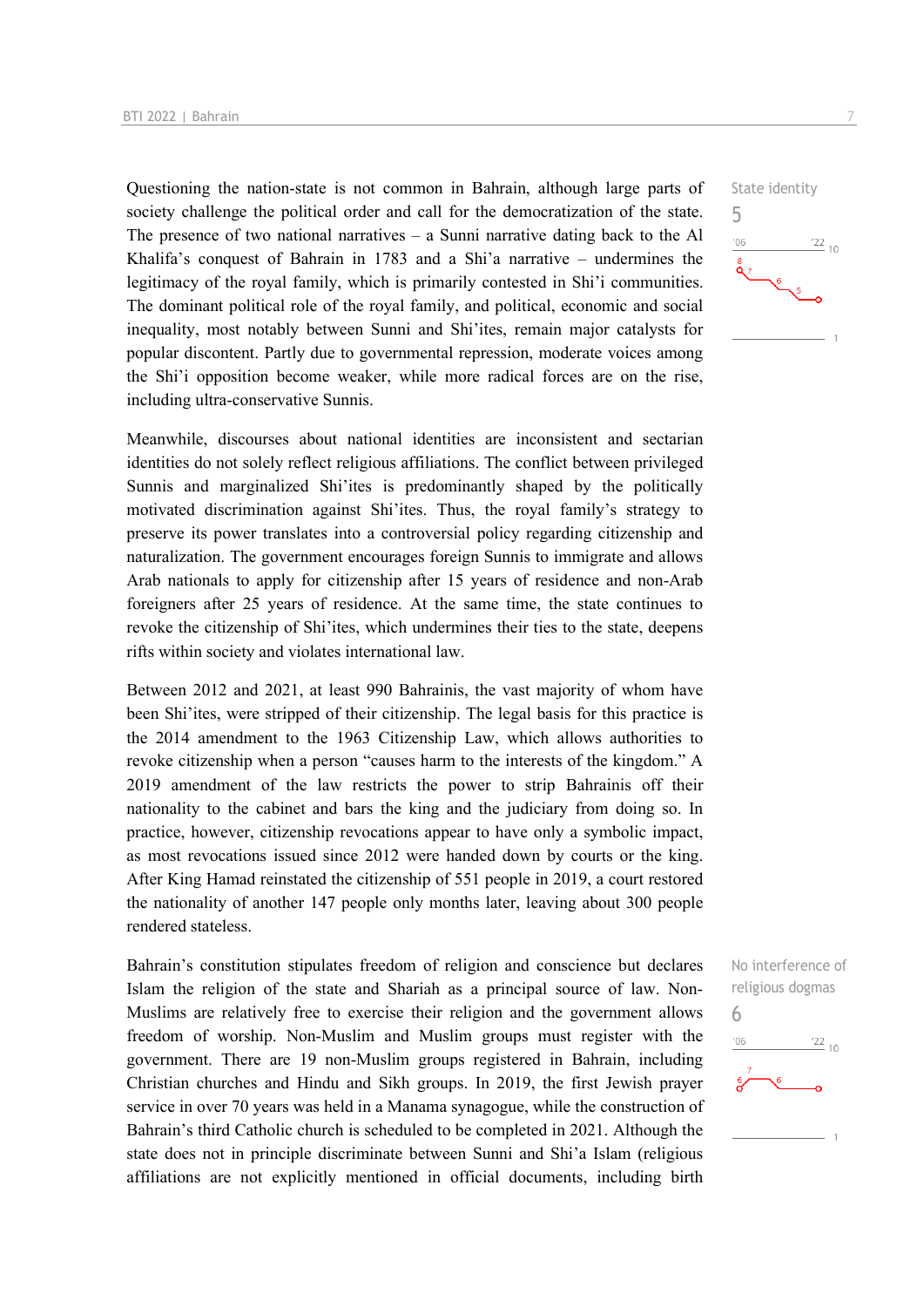Questioning the nation-state is not common in Bahrain, although large parts of society challenge the political order and call for the democratization of the state. The presence of two national narratives – a Sunni narrative dating back to the Al Khalifa's conquest of Bahrain in 1783 and a Shi'a narrative – undermines the legitimacy of the royal family, which is primarily contested in Shi'i communities. The dominant political role of the royal family, and political, economic and social inequality, most notably between Sunni and Shi'ites, remain major catalysts for popular discontent. Partly due to governmental repression, moderate voices among the Shi'i opposition become weaker, while more radical forces are on the rise, including ultra-conservative Sunnis.

State identity
5

Meanwhile, discourses about national identities are inconsistent and sectarian identities do not solely reflect religious affiliations. The conflict between privileged Sunnis and marginalized Shi'ites is predominantly shaped by the politically motivated discrimination against Shi'ites. Thus, the royal family's strategy to preserve its power translates into a controversial policy regarding citizenship and naturalization. The government encourages foreign Sunnis to immigrate and allows Arab nationals to apply for citizenship after 15 years of residence and non-Arab foreigners after 25 years of residence. At the same time, the state continues to revoke the citizenship of Shi'ites, which undermines their ties to the state, deepens rifts within society and violates international law.

Between 2012 and 2021, at least 990 Bahrainis, the vast majority of whom have been Shi'ites, were stripped of their citizenship. The legal basis for this practice is the 2014 amendment to the 1963 Citizenship Law, which allows authorities to revoke citizenship when a person "causes harm to the interests of the kingdom." A 2019 amendment of the law restricts the power to strip Bahrainis off their nationality to the cabinet and bars the king and the judiciary from doing so. In practice, however, citizenship revocations appear to have only a symbolic impact, as most revocations issued since 2012 were handed down by courts or the king. After King Hamad reinstated the citizenship of 551 people in 2019, a court restored the nationality of another 147 people only months later, leaving about 300 people rendered stateless.

Bahrain's constitution stipulates freedom of religion and conscience but declares Islam the religion of the state and Shariah as a principal source of law. Non-Muslims are relatively free to exercise their religion and the government allows freedom of worship. Non-Muslim and Muslim groups must register with the government. There are 19 non-Muslim groups registered in Bahrain, including Christian churches and Hindu and Sikh groups. In 2019, the first Jewish prayer service in over 70 years was held in a Manama synagogue, while the construction of Bahrain's third Catholic church is scheduled to be completed in 2021. Although the state does not in principle discriminate between Sunni and Shi'a Islam (religious affiliations are not explicitly mentioned in official documents, including birth

No interference of religious dogmas
6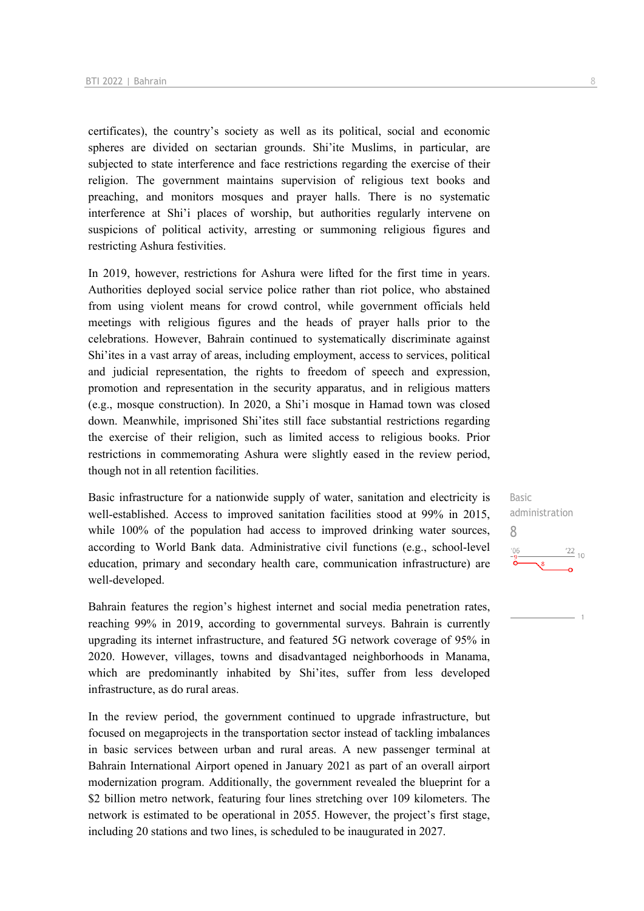certificates), the country's society as well as its political, social and economic spheres are divided on sectarian grounds. Shi'ite Muslims, in particular, are subjected to state interference and face restrictions regarding the exercise of their religion. The government maintains supervision of religious text books and preaching, and monitors mosques and prayer halls. There is no systematic interference at Shi'i places of worship, but authorities regularly intervene on suspicions of political activity, arresting or summoning religious figures and restricting Ashura festivities.

In 2019, however, restrictions for Ashura were lifted for the first time in years. Authorities deployed social service police rather than riot police, who abstained from using violent means for crowd control, while government officials held meetings with religious figures and the heads of prayer halls prior to the celebrations. However, Bahrain continued to systematically discriminate against Shi'ites in a vast array of areas, including employment, access to services, political and judicial representation, the rights to freedom of speech and expression, promotion and representation in the security apparatus, and in religious matters (e.g., mosque construction). In 2020, a Shi'i mosque in Hamad town was closed down. Meanwhile, imprisoned Shi'ites still face substantial restrictions regarding the exercise of their religion, such as limited access to religious books. Prior restrictions in commemorating Ashura were slightly eased in the review period, though not in all retention facilities.

Basic administration
8

Basic infrastructure for a nationwide supply of water, sanitation and electricity is well-established. Access to improved sanitation facilities stood at 99% in 2015, while 100% of the population had access to improved drinking water sources, according to World Bank data. Administrative civil functions (e.g., school-level education, primary and secondary health care, communication infrastructure) are well-developed.

Bahrain features the region's highest internet and social media penetration rates, reaching 99% in 2019, according to governmental surveys. Bahrain is currently upgrading its internet infrastructure, and featured 5G network coverage of 95% in 2020. However, villages, towns and disadvantaged neighborhoods in Manama, which are predominantly inhabited by Shi'ites, suffer from less developed infrastructure, as do rural areas.

In the review period, the government continued to upgrade infrastructure, but focused on megaprojects in the transportation sector instead of tackling imbalances in basic services between urban and rural areas. A new passenger terminal at Bahrain International Airport opened in January 2021 as part of an overall airport modernization program. Additionally, the government revealed the blueprint for a $2 billion metro network, featuring four lines stretching over 109 kilometers. The network is estimated to be operational in 2055. However, the project's first stage, including 20 stations and two lines, is scheduled to be inaugurated in 2027.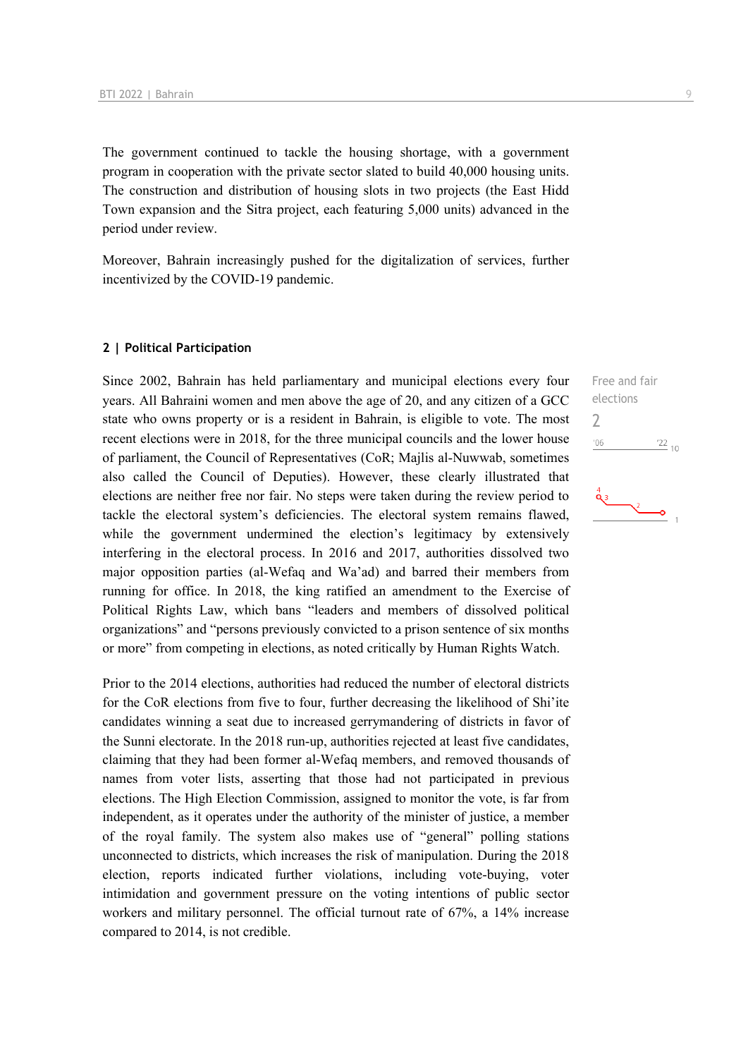The government continued to tackle the housing shortage, with a government program in cooperation with the private sector slated to build 40,000 housing units. The construction and distribution of housing slots in two projects (the East Hidd Town expansion and the Sitra project, each featuring 5,000 units) advanced in the period under review.

Moreover, Bahrain increasingly pushed for the digitalization of services, further incentivized by the COVID-19 pandemic.

### 2 | Political Participation

Free and fair elections
2

Since 2002, Bahrain has held parliamentary and municipal elections every four years. All Bahraini women and men above the age of 20, and any citizen of a GCC state who owns property or is a resident in Bahrain, is eligible to vote. The most recent elections were in 2018, for the three municipal councils and the lower house of parliament, the Council of Representatives (CoR; Majlis al-Nuwwab, sometimes also called the Council of Deputies). However, these clearly illustrated that elections are neither free nor fair. No steps were taken during the review period to tackle the electoral system's deficiencies. The electoral system remains flawed, while the government undermined the election's legitimacy by extensively interfering in the electoral process. In 2016 and 2017, authorities dissolved two major opposition parties (al-Wefaq and Wa'ad) and barred their members from running for office. In 2018, the king ratified an amendment to the Exercise of Political Rights Law, which bans "leaders and members of dissolved political organizations" and "persons previously convicted to a prison sentence of six months or more" from competing in elections, as noted critically by Human Rights Watch.

Prior to the 2014 elections, authorities had reduced the number of electoral districts for the CoR elections from five to four, further decreasing the likelihood of Shi'ite candidates winning a seat due to increased gerrymandering of districts in favor of the Sunni electorate. In the 2018 run-up, authorities rejected at least five candidates, claiming that they had been former al-Wefaq members, and removed thousands of names from voter lists, asserting that those had not participated in previous elections. The High Election Commission, assigned to monitor the vote, is far from independent, as it operates under the authority of the minister of justice, a member of the royal family. The system also makes use of "general" polling stations unconnected to districts, which increases the risk of manipulation. During the 2018 election, reports indicated further violations, including vote-buying, voter intimidation and government pressure on the voting intentions of public sector workers and military personnel. The official turnout rate of 67%, a 14% increase compared to 2014, is not credible.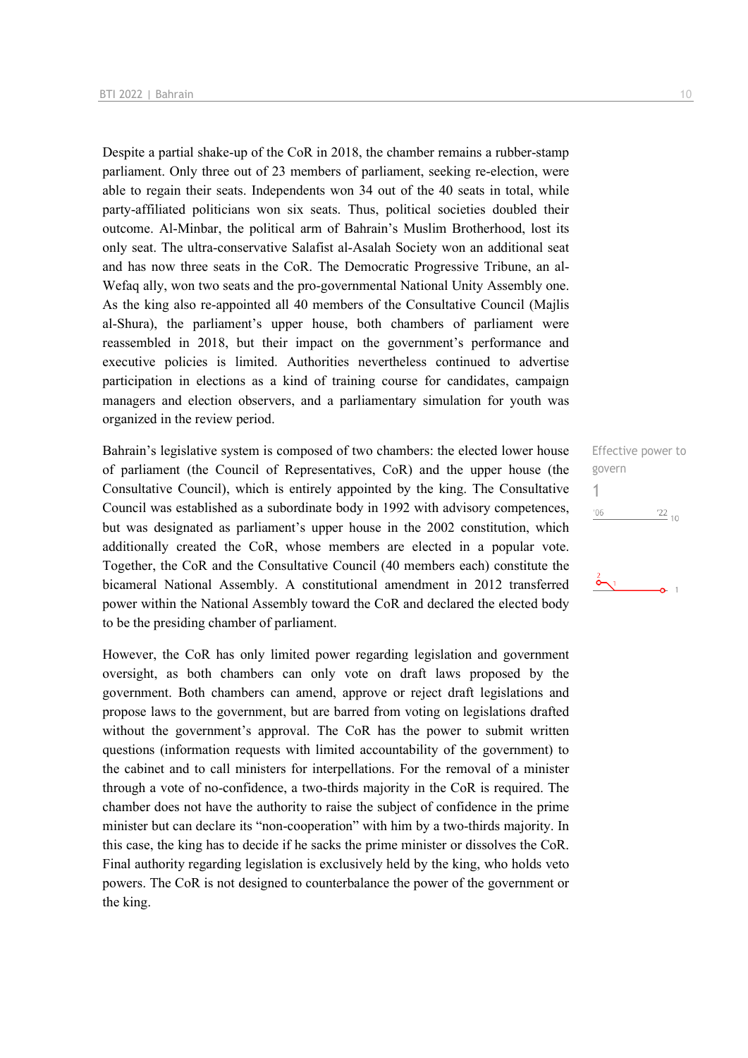Despite a partial shake-up of the CoR in 2018, the chamber remains a rubber-stamp parliament. Only three out of 23 members of parliament, seeking re-election, were able to regain their seats. Independents won 34 out of the 40 seats in total, while party-affiliated politicians won six seats. Thus, political societies doubled their outcome. Al-Minbar, the political arm of Bahrain's Muslim Brotherhood, lost its only seat. The ultra-conservative Salafist al-Asalah Society won an additional seat and has now three seats in the CoR. The Democratic Progressive Tribune, an al-Wefaq ally, won two seats and the pro-governmental National Unity Assembly one. As the king also re-appointed all 40 members of the Consultative Council (Majlis al-Shura), the parliament's upper house, both chambers of parliament were reassembled in 2018, but their impact on the government's performance and executive policies is limited. Authorities nevertheless continued to advertise participation in elections as a kind of training course for candidates, campaign managers and election observers, and a parliamentary simulation for youth was organized in the review period.

Effective power to govern

1

Bahrain's legislative system is composed of two chambers: the elected lower house of parliament (the Council of Representatives, CoR) and the upper house (the Consultative Council), which is entirely appointed by the king. The Consultative Council was established as a subordinate body in 1992 with advisory competences, but was designated as parliament's upper house in the 2002 constitution, which additionally created the CoR, whose members are elected in a popular vote. Together, the CoR and the Consultative Council (40 members each) constitute the bicameral National Assembly. A constitutional amendment in 2012 transferred power within the National Assembly toward the CoR and declared the elected body to be the presiding chamber of parliament.

However, the CoR has only limited power regarding legislation and government oversight, as both chambers can only vote on draft laws proposed by the government. Both chambers can amend, approve or reject draft legislations and propose laws to the government, but are barred from voting on legislations drafted without the government's approval. The CoR has the power to submit written questions (information requests with limited accountability of the government) to the cabinet and to call ministers for interpellations. For the removal of a minister through a vote of no-confidence, a two-thirds majority in the CoR is required. The chamber does not have the authority to raise the subject of confidence in the prime minister but can declare its "non-cooperation" with him by a two-thirds majority. In this case, the king has to decide if he sacks the prime minister or dissolves the CoR. Final authority regarding legislation is exclusively held by the king, who holds veto powers. The CoR is not designed to counterbalance the power of the government or the king.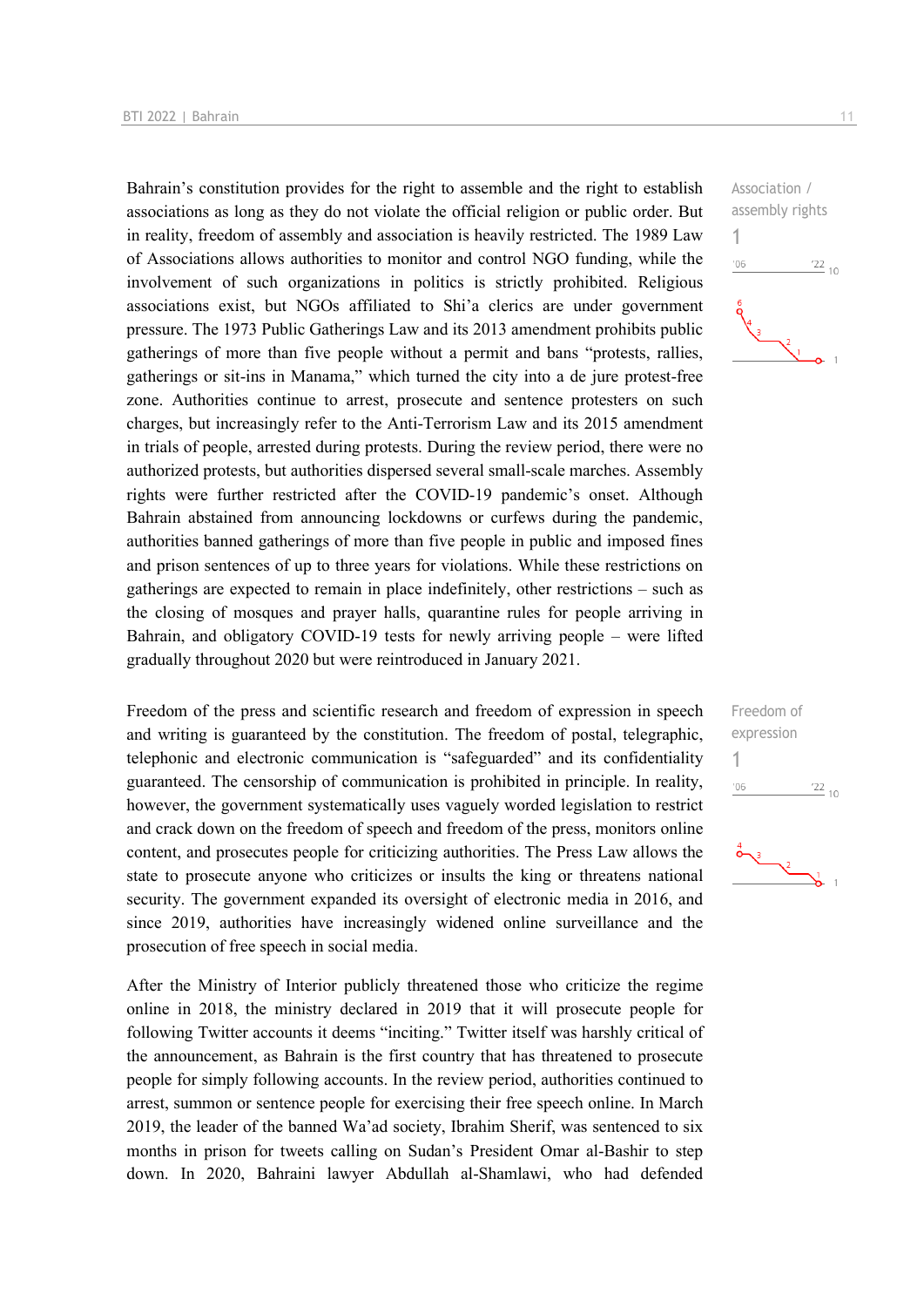Bahrain's constitution provides for the right to assemble and the right to establish associations as long as they do not violate the official religion or public order. But in reality, freedom of assembly and association is heavily restricted. The 1989 Law of Associations allows authorities to monitor and control NGO funding, while the involvement of such organizations in politics is strictly prohibited. Religious associations exist, but NGOs affiliated to Shi'a clerics are under government pressure. The 1973 Public Gatherings Law and its 2013 amendment prohibits public gatherings of more than five people without a permit and bans "protests, rallies, gatherings or sit-ins in Manama," which turned the city into a de jure protest-free zone. Authorities continue to arrest, prosecute and sentence protesters on such charges, but increasingly refer to the Anti-Terrorism Law and its 2015 amendment in trials of people, arrested during protests. During the review period, there were no authorized protests, but authorities dispersed several small-scale marches. Assembly rights were further restricted after the COVID-19 pandemic's onset. Although Bahrain abstained from announcing lockdowns or curfews during the pandemic, authorities banned gatherings of more than five people in public and imposed fines and prison sentences of up to three years for violations. While these restrictions on gatherings are expected to remain in place indefinitely, other restrictions – such as the closing of mosques and prayer halls, quarantine rules for people arriving in Bahrain, and obligatory COVID-19 tests for newly arriving people – were lifted gradually throughout 2020 but were reintroduced in January 2021.

Association / assembly rights
1

Freedom of the press and scientific research and freedom of expression in speech and writing is guaranteed by the constitution. The freedom of postal, telegraphic, telephonic and electronic communication is "safeguarded" and its confidentiality guaranteed. The censorship of communication is prohibited in principle. In reality, however, the government systematically uses vaguely worded legislation to restrict and crack down on the freedom of speech and freedom of the press, monitors online content, and prosecutes people for criticizing authorities. The Press Law allows the state to prosecute anyone who criticizes or insults the king or threatens national security. The government expanded its oversight of electronic media in 2016, and since 2019, authorities have increasingly widened online surveillance and the prosecution of free speech in social media.

Freedom of expression
1

After the Ministry of Interior publicly threatened those who criticize the regime online in 2018, the ministry declared in 2019 that it will prosecute people for following Twitter accounts it deems "inciting." Twitter itself was harshly critical of the announcement, as Bahrain is the first country that has threatened to prosecute people for simply following accounts. In the review period, authorities continued to arrest, summon or sentence people for exercising their free speech online. In March 2019, the leader of the banned Wa'ad society, Ibrahim Sherif, was sentenced to six months in prison for tweets calling on Sudan's President Omar al-Bashir to step down. In 2020, Bahraini lawyer Abdullah al-Shamlawi, who had defended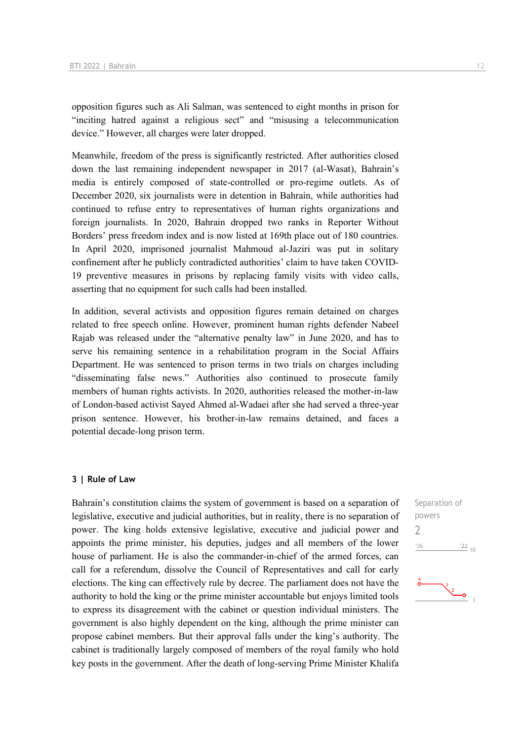opposition figures such as Ali Salman, was sentenced to eight months in prison for "inciting hatred against a religious sect" and "misusing a telecommunication device." However, all charges were later dropped.

Meanwhile, freedom of the press is significantly restricted. After authorities closed down the last remaining independent newspaper in 2017 (al-Wasat), Bahrain's media is entirely composed of state-controlled or pro-regime outlets. As of December 2020, six journalists were in detention in Bahrain, while authorities had continued to refuse entry to representatives of human rights organizations and foreign journalists. In 2020, Bahrain dropped two ranks in Reporter Without Borders' press freedom index and is now listed at 169th place out of 180 countries. In April 2020, imprisoned journalist Mahmoud al-Jaziri was put in solitary confinement after he publicly contradicted authorities' claim to have taken COVID-19 preventive measures in prisons by replacing family visits with video calls, asserting that no equipment for such calls had been installed.

In addition, several activists and opposition figures remain detained on charges related to free speech online. However, prominent human rights defender Nabeel Rajab was released under the "alternative penalty law" in June 2020, and has to serve his remaining sentence in a rehabilitation program in the Social Affairs Department. He was sentenced to prison terms in two trials on charges including "disseminating false news." Authorities also continued to prosecute family members of human rights activists. In 2020, authorities released the mother-in-law of London-based activist Sayed Ahmed al-Wadaei after she had served a three-year prison sentence. However, his brother-in-law remains detained, and faces a potential decade-long prison term.

## 3 | Rule of Law

Separation of powers
2

Bahrain's constitution claims the system of government is based on a separation of legislative, executive and judicial authorities, but in reality, there is no separation of power. The king holds extensive legislative, executive and judicial power and appoints the prime minister, his deputies, judges and all members of the lower house of parliament. He is also the commander-in-chief of the armed forces, can call for a referendum, dissolve the Council of Representatives and call for early elections. The king can effectively rule by decree. The parliament does not have the authority to hold the king or the prime minister accountable but enjoys limited tools to express its disagreement with the cabinet or question individual ministers. The government is also highly dependent on the king, although the prime minister can propose cabinet members. But their approval falls under the king's authority. The cabinet is traditionally largely composed of members of the royal family who hold key posts in the government. After the death of long-serving Prime Minister Khalifa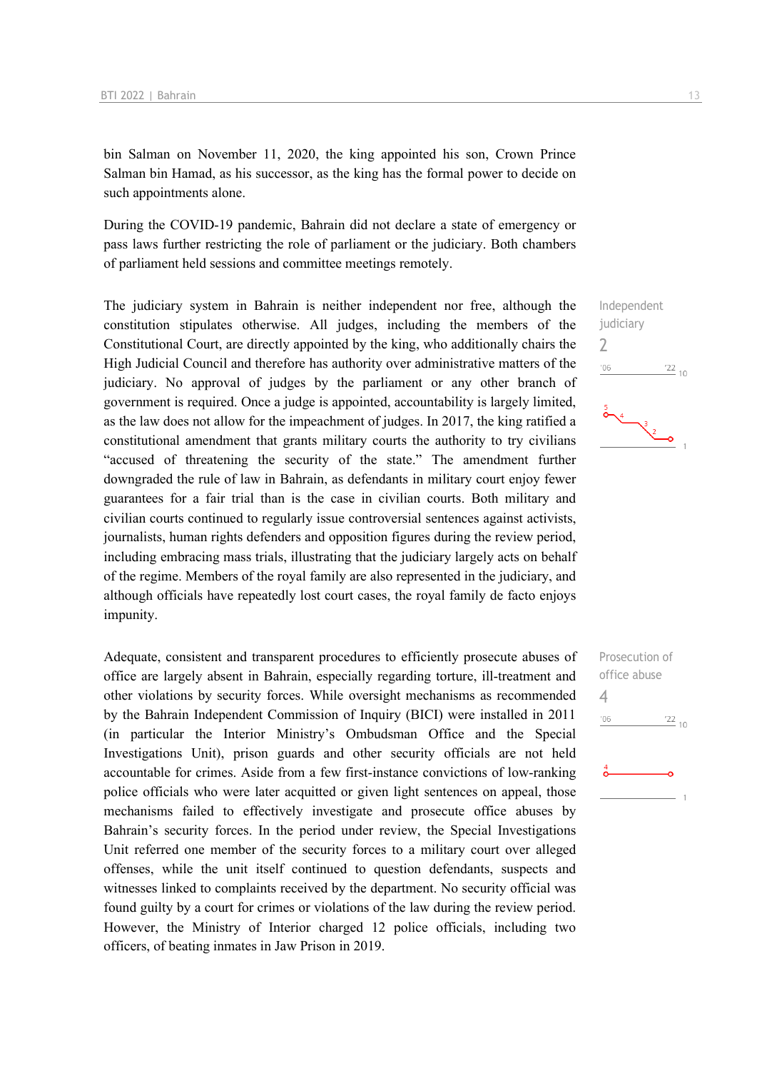bin Salman on November 11, 2020, the king appointed his son, Crown Prince Salman bin Hamad, as his successor, as the king has the formal power to decide on such appointments alone.

During the COVID-19 pandemic, Bahrain did not declare a state of emergency or pass laws further restricting the role of parliament or the judiciary. Both chambers of parliament held sessions and committee meetings remotely.

Independent judiciary
2

The judiciary system in Bahrain is neither independent nor free, although the constitution stipulates otherwise. All judges, including the members of the Constitutional Court, are directly appointed by the king, who additionally chairs the High Judicial Council and therefore has authority over administrative matters of the judiciary. No approval of judges by the parliament or any other branch of government is required. Once a judge is appointed, accountability is largely limited, as the law does not allow for the impeachment of judges. In 2017, the king ratified a constitutional amendment that grants military courts the authority to try civilians "accused of threatening the security of the state." The amendment further downgraded the rule of law in Bahrain, as defendants in military court enjoy fewer guarantees for a fair trial than is the case in civilian courts. Both military and civilian courts continued to regularly issue controversial sentences against activists, journalists, human rights defenders and opposition figures during the review period, including embracing mass trials, illustrating that the judiciary largely acts on behalf of the regime. Members of the royal family are also represented in the judiciary, and although officials have repeatedly lost court cases, the royal family de facto enjoys impunity.

Prosecution of office abuse
4

Adequate, consistent and transparent procedures to efficiently prosecute abuses of office are largely absent in Bahrain, especially regarding torture, ill-treatment and other violations by security forces. While oversight mechanisms as recommended by the Bahrain Independent Commission of Inquiry (BICI) were installed in 2011 (in particular the Interior Ministry's Ombudsman Office and the Special Investigations Unit), prison guards and other security officials are not held accountable for crimes. Aside from a few first-instance convictions of low-ranking police officials who were later acquitted or given light sentences on appeal, those mechanisms failed to effectively investigate and prosecute office abuses by Bahrain's security forces. In the period under review, the Special Investigations Unit referred one member of the security forces to a military court over alleged offenses, while the unit itself continued to question defendants, suspects and witnesses linked to complaints received by the department. No security official was found guilty by a court for crimes or violations of the law during the review period. However, the Ministry of Interior charged 12 police officials, including two officers, of beating inmates in Jaw Prison in 2019.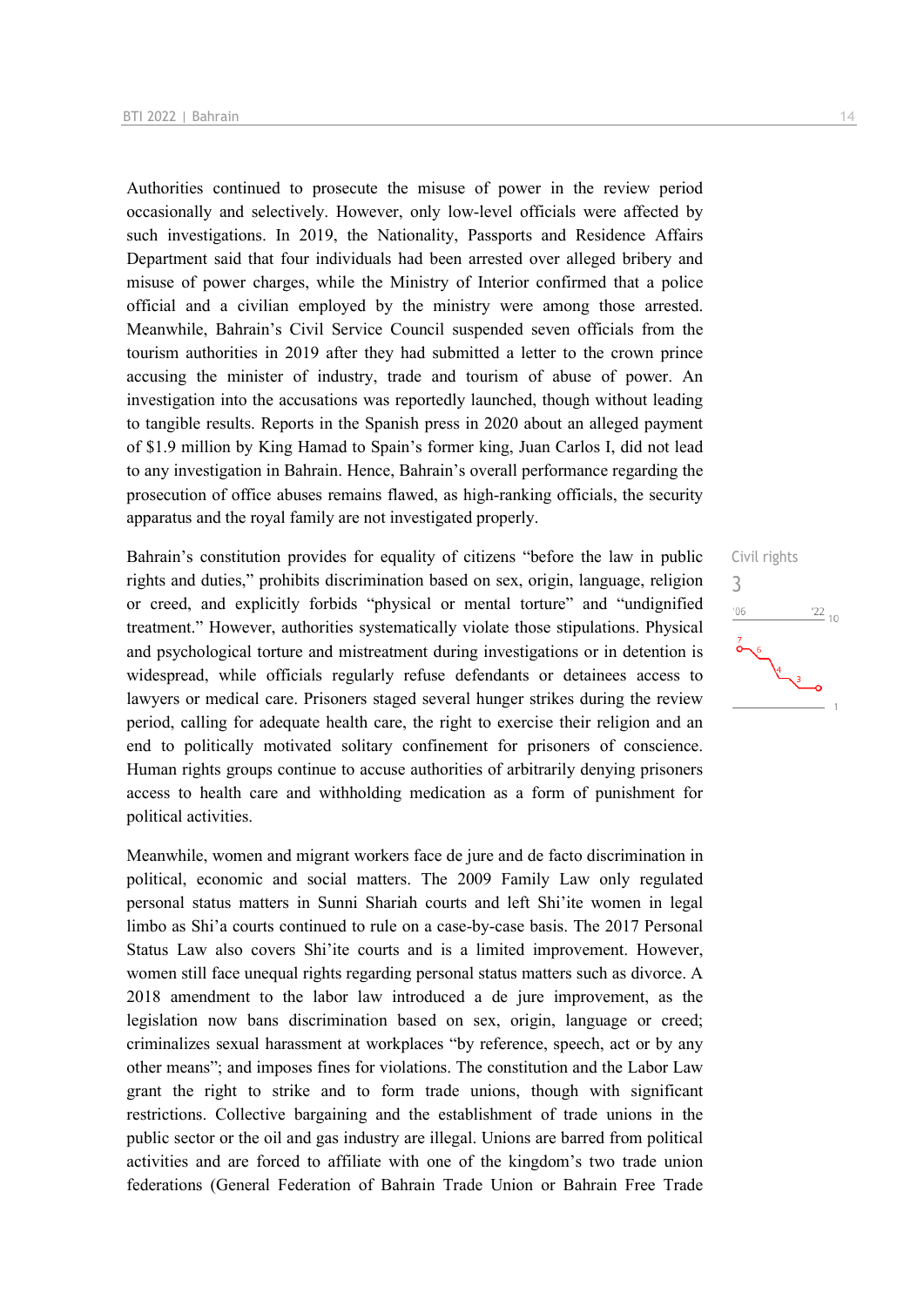Authorities continued to prosecute the misuse of power in the review period occasionally and selectively. However, only low-level officials were affected by such investigations. In 2019, the Nationality, Passports and Residence Affairs Department said that four individuals had been arrested over alleged bribery and misuse of power charges, while the Ministry of Interior confirmed that a police official and a civilian employed by the ministry were among those arrested. Meanwhile, Bahrain's Civil Service Council suspended seven officials from the tourism authorities in 2019 after they had submitted a letter to the crown prince accusing the minister of industry, trade and tourism of abuse of power. An investigation into the accusations was reportedly launched, though without leading to tangible results. Reports in the Spanish press in 2020 about an alleged payment of $1.9 million by King Hamad to Spain's former king, Juan Carlos I, did not lead to any investigation in Bahrain. Hence, Bahrain's overall performance regarding the prosecution of office abuses remains flawed, as high-ranking officials, the security apparatus and the royal family are not investigated properly.

Civil rights
3

Bahrain's constitution provides for equality of citizens "before the law in public rights and duties," prohibits discrimination based on sex, origin, language, religion or creed, and explicitly forbids "physical or mental torture" and "undignified treatment." However, authorities systematically violate those stipulations. Physical and psychological torture and mistreatment during investigations or in detention is widespread, while officials regularly refuse defendants or detainees access to lawyers or medical care. Prisoners staged several hunger strikes during the review period, calling for adequate health care, the right to exercise their religion and an end to politically motivated solitary confinement for prisoners of conscience. Human rights groups continue to accuse authorities of arbitrarily denying prisoners access to health care and withholding medication as a form of punishment for political activities.

Meanwhile, women and migrant workers face de jure and de facto discrimination in political, economic and social matters. The 2009 Family Law only regulated personal status matters in Sunni Shariah courts and left Shi'ite women in legal limbo as Shi'a courts continued to rule on a case-by-case basis. The 2017 Personal Status Law also covers Shi'ite courts and is a limited improvement. However, women still face unequal rights regarding personal status matters such as divorce. A 2018 amendment to the labor law introduced a de jure improvement, as the legislation now bans discrimination based on sex, origin, language or creed; criminalizes sexual harassment at workplaces "by reference, speech, act or by any other means"; and imposes fines for violations. The constitution and the Labor Law grant the right to strike and to form trade unions, though with significant restrictions. Collective bargaining and the establishment of trade unions in the public sector or the oil and gas industry are illegal. Unions are barred from political activities and are forced to affiliate with one of the kingdom's two trade union federations (General Federation of Bahrain Trade Union or Bahrain Free Trade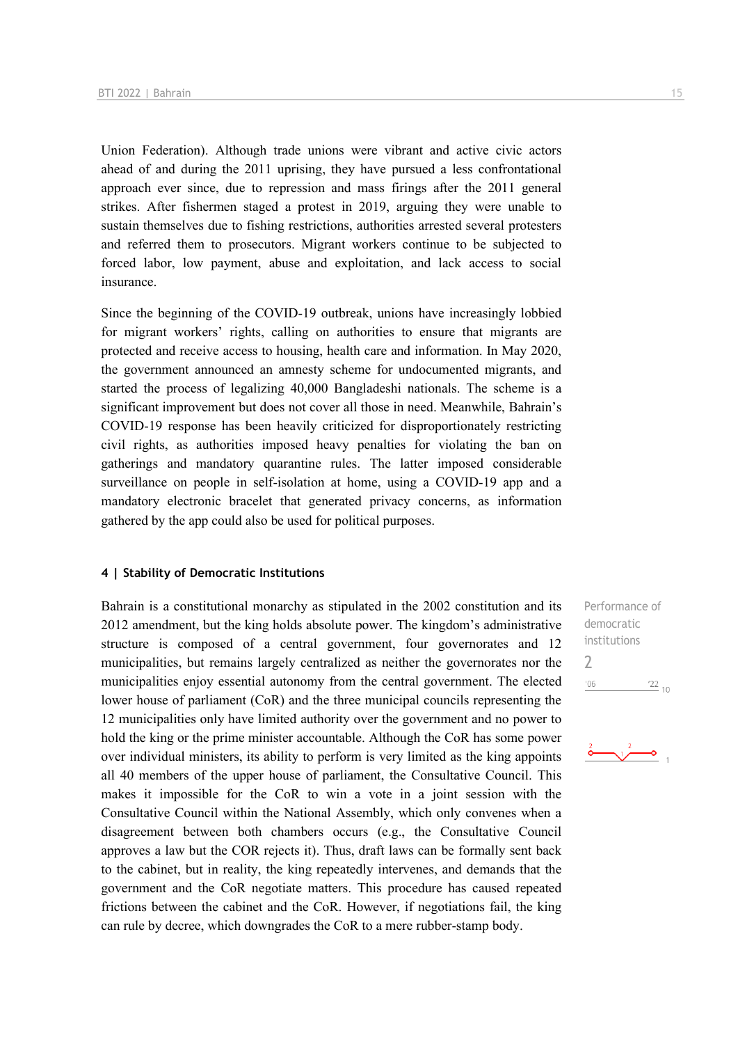Union Federation). Although trade unions were vibrant and active civic actors ahead of and during the 2011 uprising, they have pursued a less confrontational approach ever since, due to repression and mass firings after the 2011 general strikes. After fishermen staged a protest in 2019, arguing they were unable to sustain themselves due to fishing restrictions, authorities arrested several protesters and referred them to prosecutors. Migrant workers continue to be subjected to forced labor, low payment, abuse and exploitation, and lack access to social insurance.

Since the beginning of the COVID-19 outbreak, unions have increasingly lobbied for migrant workers' rights, calling on authorities to ensure that migrants are protected and receive access to housing, health care and information. In May 2020, the government announced an amnesty scheme for undocumented migrants, and started the process of legalizing 40,000 Bangladeshi nationals. The scheme is a significant improvement but does not cover all those in need. Meanwhile, Bahrain's COVID-19 response has been heavily criticized for disproportionately restricting civil rights, as authorities imposed heavy penalties for violating the ban on gatherings and mandatory quarantine rules. The latter imposed considerable surveillance on people in self-isolation at home, using a COVID-19 app and a mandatory electronic bracelet that generated privacy concerns, as information gathered by the app could also be used for political purposes.

## 4 | Stability of Democratic Institutions

Performance of democratic institutions
2

Bahrain is a constitutional monarchy as stipulated in the 2002 constitution and its 2012 amendment, but the king holds absolute power. The kingdom's administrative structure is composed of a central government, four governorates and 12 municipalities, but remains largely centralized as neither the governorates nor the municipalities enjoy essential autonomy from the central government. The elected lower house of parliament (CoR) and the three municipal councils representing the 12 municipalities only have limited authority over the government and no power to hold the king or the prime minister accountable. Although the CoR has some power over individual ministers, its ability to perform is very limited as the king appoints all 40 members of the upper house of parliament, the Consultative Council. This makes it impossible for the CoR to win a vote in a joint session with the Consultative Council within the National Assembly, which only convenes when a disagreement between both chambers occurs (e.g., the Consultative Council approves a law but the COR rejects it). Thus, draft laws can be formally sent back to the cabinet, but in reality, the king repeatedly intervenes, and demands that the government and the CoR negotiate matters. This procedure has caused repeated frictions between the cabinet and the CoR. However, if negotiations fail, the king can rule by decree, which downgrades the CoR to a mere rubber-stamp body.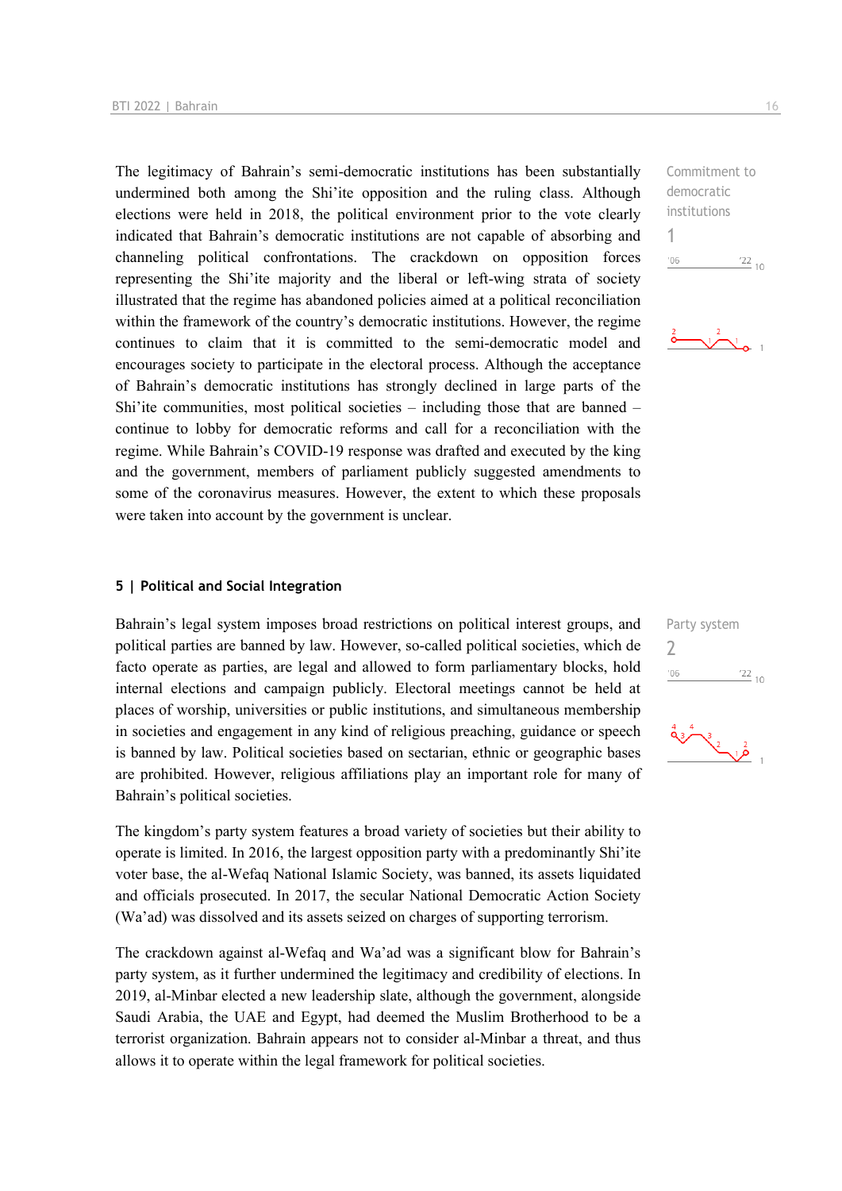The legitimacy of Bahrain's semi-democratic institutions has been substantially undermined both among the Shi'ite opposition and the ruling class. Although elections were held in 2018, the political environment prior to the vote clearly indicated that Bahrain's democratic institutions are not capable of absorbing and channeling political confrontations. The crackdown on opposition forces representing the Shi'ite majority and the liberal or left-wing strata of society illustrated that the regime has abandoned policies aimed at a political reconciliation within the framework of the country's democratic institutions. However, the regime continues to claim that it is committed to the semi-democratic model and encourages society to participate in the electoral process. Although the acceptance of Bahrain's democratic institutions has strongly declined in large parts of the Shi'ite communities, most political societies – including those that are banned – continue to lobby for democratic reforms and call for a reconciliation with the regime. While Bahrain's COVID-19 response was drafted and executed by the king and the government, members of parliament publicly suggested amendments to some of the coronavirus measures. However, the extent to which these proposals were taken into account by the government is unclear.

Commitment to democratic institutions
1

## 5 | Political and Social Integration

Bahrain's legal system imposes broad restrictions on political interest groups, and political parties are banned by law. However, so-called political societies, which de facto operate as parties, are legal and allowed to form parliamentary blocks, hold internal elections and campaign publicly. Electoral meetings cannot be held at places of worship, universities or public institutions, and simultaneous membership in societies and engagement in any kind of religious preaching, guidance or speech is banned by law. Political societies based on sectarian, ethnic or geographic bases are prohibited. However, religious affiliations play an important role for many of Bahrain's political societies.

Party system
2

The kingdom's party system features a broad variety of societies but their ability to operate is limited. In 2016, the largest opposition party with a predominantly Shi'ite voter base, the al-Wefaq National Islamic Society, was banned, its assets liquidated and officials prosecuted. In 2017, the secular National Democratic Action Society (Wa'ad) was dissolved and its assets seized on charges of supporting terrorism.

The crackdown against al-Wefaq and Wa'ad was a significant blow for Bahrain's party system, as it further undermined the legitimacy and credibility of elections. In 2019, al-Minbar elected a new leadership slate, although the government, alongside Saudi Arabia, the UAE and Egypt, had deemed the Muslim Brotherhood to be a terrorist organization. Bahrain appears not to consider al-Minbar a threat, and thus allows it to operate within the legal framework for political societies.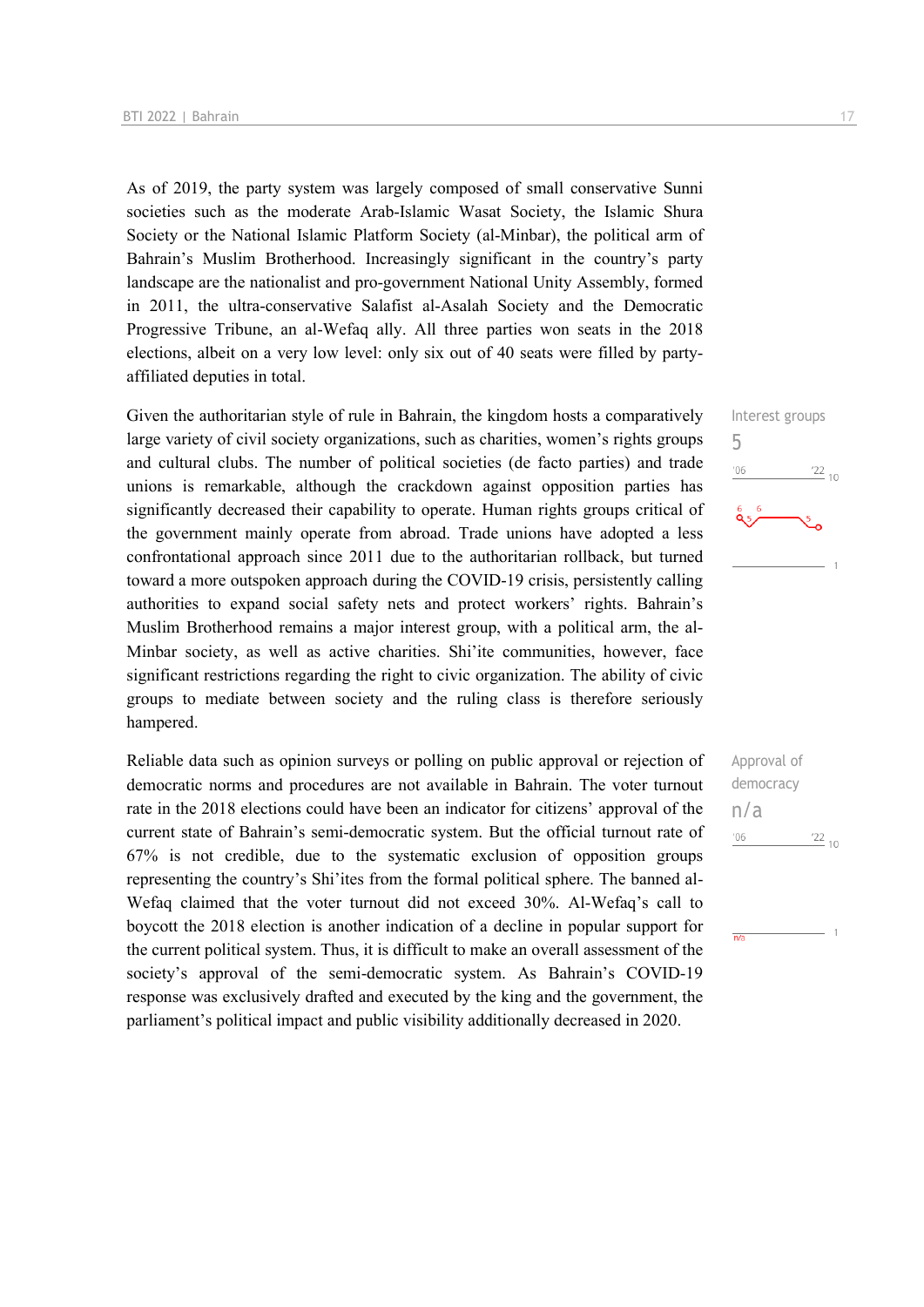As of 2019, the party system was largely composed of small conservative Sunni societies such as the moderate Arab-Islamic Wasat Society, the Islamic Shura Society or the National Islamic Platform Society (al-Minbar), the political arm of Bahrain's Muslim Brotherhood. Increasingly significant in the country's party landscape are the nationalist and pro-government National Unity Assembly, formed in 2011, the ultra-conservative Salafist al-Asalah Society and the Democratic Progressive Tribune, an al-Wefaq ally. All three parties won seats in the 2018 elections, albeit on a very low level: only six out of 40 seats were filled by party-affiliated deputies in total.

Interest groups
5

Given the authoritarian style of rule in Bahrain, the kingdom hosts a comparatively large variety of civil society organizations, such as charities, women's rights groups and cultural clubs. The number of political societies (de facto parties) and trade unions is remarkable, although the crackdown against opposition parties has significantly decreased their capability to operate. Human rights groups critical of the government mainly operate from abroad. Trade unions have adopted a less confrontational approach since 2011 due to the authoritarian rollback, but turned toward a more outspoken approach during the COVID-19 crisis, persistently calling authorities to expand social safety nets and protect workers' rights. Bahrain's Muslim Brotherhood remains a major interest group, with a political arm, the al-Minbar society, as well as active charities. Shi'ite communities, however, face significant restrictions regarding the right to civic organization. The ability of civic groups to mediate between society and the ruling class is therefore seriously hampered.

Approval of democracy
n/a

Reliable data such as opinion surveys or polling on public approval or rejection of democratic norms and procedures are not available in Bahrain. The voter turnout rate in the 2018 elections could have been an indicator for citizens' approval of the current state of Bahrain's semi-democratic system. But the official turnout rate of 67% is not credible, due to the systematic exclusion of opposition groups representing the country's Shi'ites from the formal political sphere. The banned al-Wefaq claimed that the voter turnout did not exceed 30%. Al-Wefaq's call to boycott the 2018 election is another indication of a decline in popular support for the current political system. Thus, it is difficult to make an overall assessment of the society's approval of the semi-democratic system. As Bahrain's COVID-19 response was exclusively drafted and executed by the king and the government, the parliament's political impact and public visibility additionally decreased in 2020.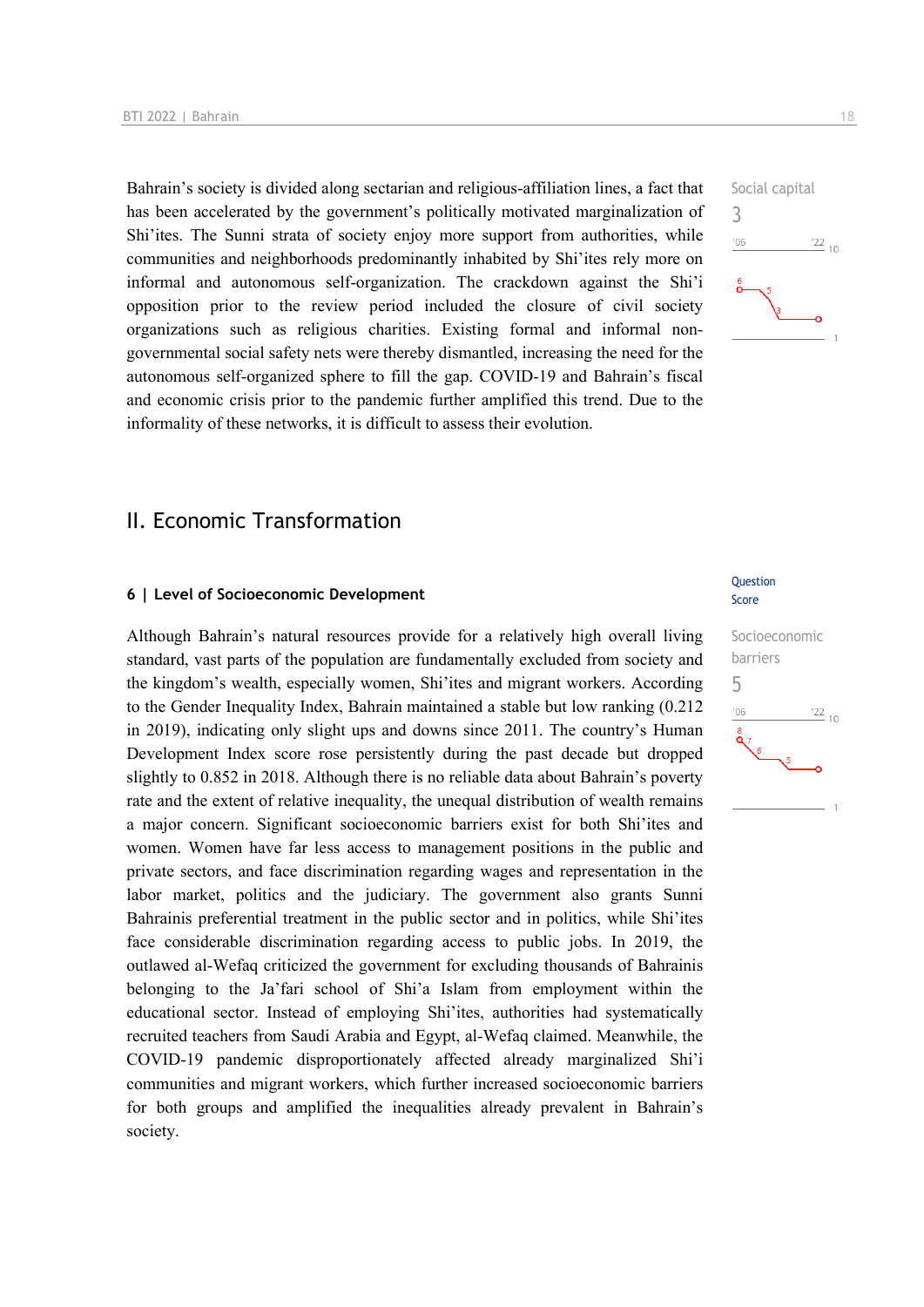Bahrain’s society is divided along sectarian and religious-affiliation lines, a fact that has been accelerated by the government’s politically motivated marginalization of Shi’ites. The Sunni strata of society enjoy more support from authorities, while communities and neighborhoods predominantly inhabited by Shi’ites rely more on informal and autonomous self-organization. The crackdown against the Shi’i opposition prior to the review period included the closure of civil society organizations such as religious charities. Existing formal and informal non-governmental social safety nets were thereby dismantled, increasing the need for the autonomous self-organized sphere to fill the gap. COVID-19 and Bahrain’s fiscal and economic crisis prior to the pandemic further amplified this trend. Due to the informality of these networks, it is difficult to assess their evolution.

Social capital
3

## II. Economic Transformation

### 6 | Level of Socioeconomic Development

Question
Score

Although Bahrain’s natural resources provide for a relatively high overall living standard, vast parts of the population are fundamentally excluded from society and the kingdom’s wealth, especially women, Shi’ites and migrant workers. According to the Gender Inequality Index, Bahrain maintained a stable but low ranking (0.212 in 2019), indicating only slight ups and downs since 2011. The country’s Human Development Index score rose persistently during the past decade but dropped slightly to 0.852 in 2018. Although there is no reliable data about Bahrain’s poverty rate and the extent of relative inequality, the unequal distribution of wealth remains a major concern. Significant socioeconomic barriers exist for both Shi’ites and women. Women have far less access to management positions in the public and private sectors, and face discrimination regarding wages and representation in the labor market, politics and the judiciary. The government also grants Sunni Bahrainis preferential treatment in the public sector and in politics, while Shi’ites face considerable discrimination regarding access to public jobs. In 2019, the outlawed al-Wefaq criticized the government for excluding thousands of Bahrainis belonging to the Ja’fari school of Shi’a Islam from employment within the educational sector. Instead of employing Shi’ites, authorities had systematically recruited teachers from Saudi Arabia and Egypt, al-Wefaq claimed. Meanwhile, the COVID-19 pandemic disproportionately affected already marginalized Shi’i communities and migrant workers, which further increased socioeconomic barriers for both groups and amplified the inequalities already prevalent in Bahrain’s society.

Socioeconomic barriers
5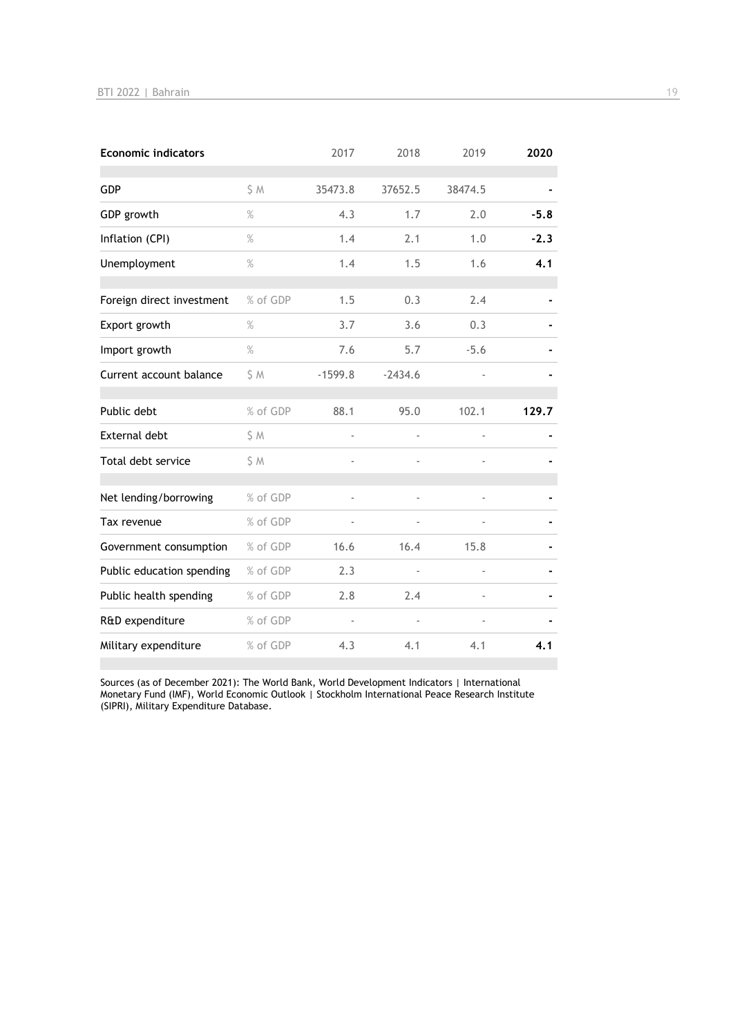| Economic indicators | | 2017 | 2018 | 2019 | 2020 |
|---|---|---|---|---|---|
| GDP | $ M | 35473.8 | 37652.5 | 38474.5 | - |
| GDP growth | % | 4.3 | 1.7 | 2.0 | -5.8 |
| Inflation (CPI) | % | 1.4 | 2.1 | 1.0 | -2.3 |
| Unemployment | % | 1.4 | 1.5 | 1.6 | 4.1 |
| Foreign direct investment | % of GDP | 1.5 | 0.3 | 2.4 | - |
| Export growth | % | 3.7 | 3.6 | 0.3 | - |
| Import growth | % | 7.6 | 5.7 | -5.6 | - |
| Current account balance | $ M | -1599.8 | -2434.6 | - | - |
| Public debt | % of GDP | 88.1 | 95.0 | 102.1 | 129.7 |
| External debt | $ M | - | - | - | - |
| Total debt service | $ M | - | - | - | - |
| Net lending/borrowing | % of GDP | - | - | - | - |
| Tax revenue | % of GDP | - | - | - | - |
| Government consumption | % of GDP | 16.6 | 16.4 | 15.8 | - |
| Public education spending | % of GDP | 2.3 | - | - | - |
| Public health spending | % of GDP | 2.8 | 2.4 | - | - |
| R&D expenditure | % of GDP | - | - | - | - |
| Military expenditure | % of GDP | 4.3 | 4.1 | 4.1 | 4.1 |

Sources (as of December 2021): The World Bank, World Development Indicators | International Monetary Fund (IMF), World Economic Outlook | Stockholm International Peace Research Institute (SIPRI), Military Expenditure Database.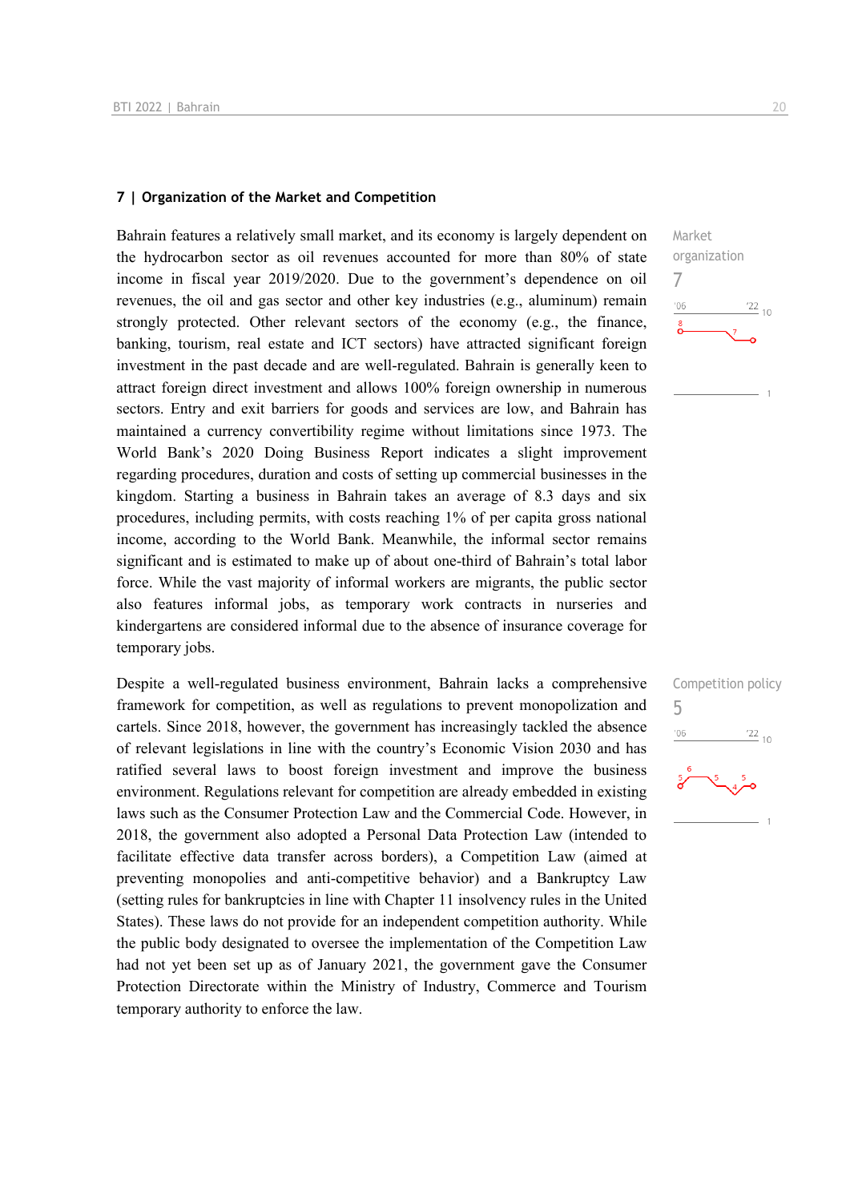## 7 | Organization of the Market and Competition

Market organization
7

Bahrain features a relatively small market, and its economy is largely dependent on the hydrocarbon sector as oil revenues accounted for more than 80% of state income in fiscal year 2019/2020. Due to the government's dependence on oil revenues, the oil and gas sector and other key industries (e.g., aluminum) remain strongly protected. Other relevant sectors of the economy (e.g., the finance, banking, tourism, real estate and ICT sectors) have attracted significant foreign investment in the past decade and are well-regulated. Bahrain is generally keen to attract foreign direct investment and allows 100% foreign ownership in numerous sectors. Entry and exit barriers for goods and services are low, and Bahrain has maintained a currency convertibility regime without limitations since 1973. The World Bank's 2020 Doing Business Report indicates a slight improvement regarding procedures, duration and costs of setting up commercial businesses in the kingdom. Starting a business in Bahrain takes an average of 8.3 days and six procedures, including permits, with costs reaching 1% of per capita gross national income, according to the World Bank. Meanwhile, the informal sector remains significant and is estimated to make up of about one-third of Bahrain's total labor force. While the vast majority of informal workers are migrants, the public sector also features informal jobs, as temporary work contracts in nurseries and kindergartens are considered informal due to the absence of insurance coverage for temporary jobs.

Competition policy
5

Despite a well-regulated business environment, Bahrain lacks a comprehensive framework for competition, as well as regulations to prevent monopolization and cartels. Since 2018, however, the government has increasingly tackled the absence of relevant legislations in line with the country's Economic Vision 2030 and has ratified several laws to boost foreign investment and improve the business environment. Regulations relevant for competition are already embedded in existing laws such as the Consumer Protection Law and the Commercial Code. However, in 2018, the government also adopted a Personal Data Protection Law (intended to facilitate effective data transfer across borders), a Competition Law (aimed at preventing monopolies and anti-competitive behavior) and a Bankruptcy Law (setting rules for bankruptcies in line with Chapter 11 insolvency rules in the United States). These laws do not provide for an independent competition authority. While the public body designated to oversee the implementation of the Competition Law had not yet been set up as of January 2021, the government gave the Consumer Protection Directorate within the Ministry of Industry, Commerce and Tourism temporary authority to enforce the law.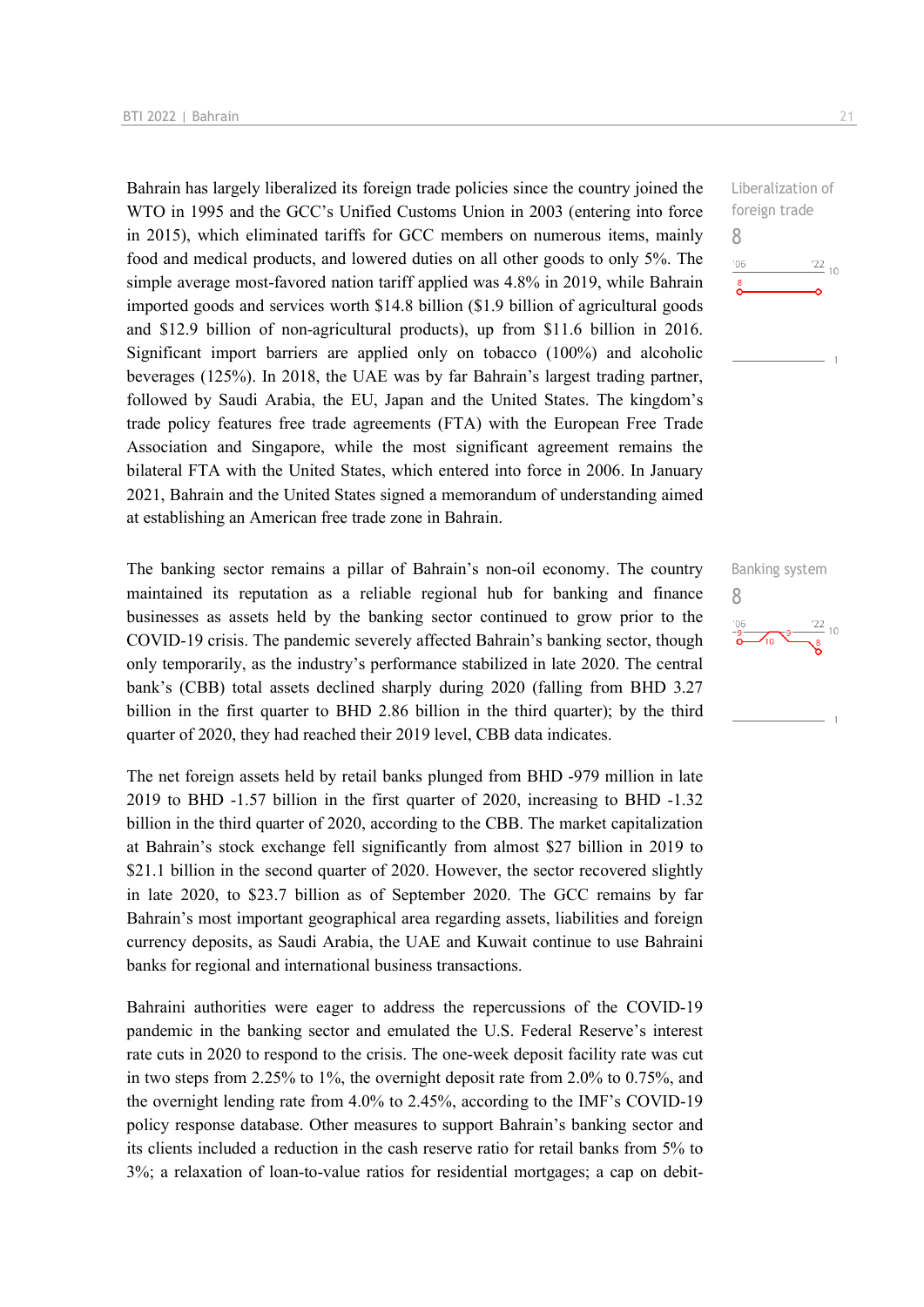Liberalization of foreign trade

8

Bahrain has largely liberalized its foreign trade policies since the country joined the WTO in 1995 and the GCC's Unified Customs Union in 2003 (entering into force in 2015), which eliminated tariffs for GCC members on numerous items, mainly food and medical products, and lowered duties on all other goods to only 5%. The simple average most-favored nation tariff applied was 4.8% in 2019, while Bahrain imported goods and services worth $14.8 billion ($1.9 billion of agricultural goods and $12.9 billion of non-agricultural products), up from $11.6 billion in 2016. Significant import barriers are applied only on tobacco (100%) and alcoholic beverages (125%). In 2018, the UAE was by far Bahrain's largest trading partner, followed by Saudi Arabia, the EU, Japan and the United States. The kingdom's trade policy features free trade agreements (FTA) with the European Free Trade Association and Singapore, while the most significant agreement remains the bilateral FTA with the United States, which entered into force in 2006. In January 2021, Bahrain and the United States signed a memorandum of understanding aimed at establishing an American free trade zone in Bahrain.

Banking system

8

The banking sector remains a pillar of Bahrain's non-oil economy. The country maintained its reputation as a reliable regional hub for banking and finance businesses as assets held by the banking sector continued to grow prior to the COVID-19 crisis. The pandemic severely affected Bahrain's banking sector, though only temporarily, as the industry's performance stabilized in late 2020. The central bank's (CBB) total assets declined sharply during 2020 (falling from BHD 3.27 billion in the first quarter to BHD 2.86 billion in the third quarter); by the third quarter of 2020, they had reached their 2019 level, CBB data indicates.

The net foreign assets held by retail banks plunged from BHD -979 million in late 2019 to BHD -1.57 billion in the first quarter of 2020, increasing to BHD -1.32 billion in the third quarter of 2020, according to the CBB. The market capitalization at Bahrain's stock exchange fell significantly from almost $27 billion in 2019 to $21.1 billion in the second quarter of 2020. However, the sector recovered slightly in late 2020, to $23.7 billion as of September 2020. The GCC remains by far Bahrain's most important geographical area regarding assets, liabilities and foreign currency deposits, as Saudi Arabia, the UAE and Kuwait continue to use Bahraini banks for regional and international business transactions.

Bahraini authorities were eager to address the repercussions of the COVID-19 pandemic in the banking sector and emulated the U.S. Federal Reserve's interest rate cuts in 2020 to respond to the crisis. The one-week deposit facility rate was cut in two steps from 2.25% to 1%, the overnight deposit rate from 2.0% to 0.75%, and the overnight lending rate from 4.0% to 2.45%, according to the IMF's COVID-19 policy response database. Other measures to support Bahrain's banking sector and its clients included a reduction in the cash reserve ratio for retail banks from 5% to 3%; a relaxation of loan-to-value ratios for residential mortgages; a cap on debit-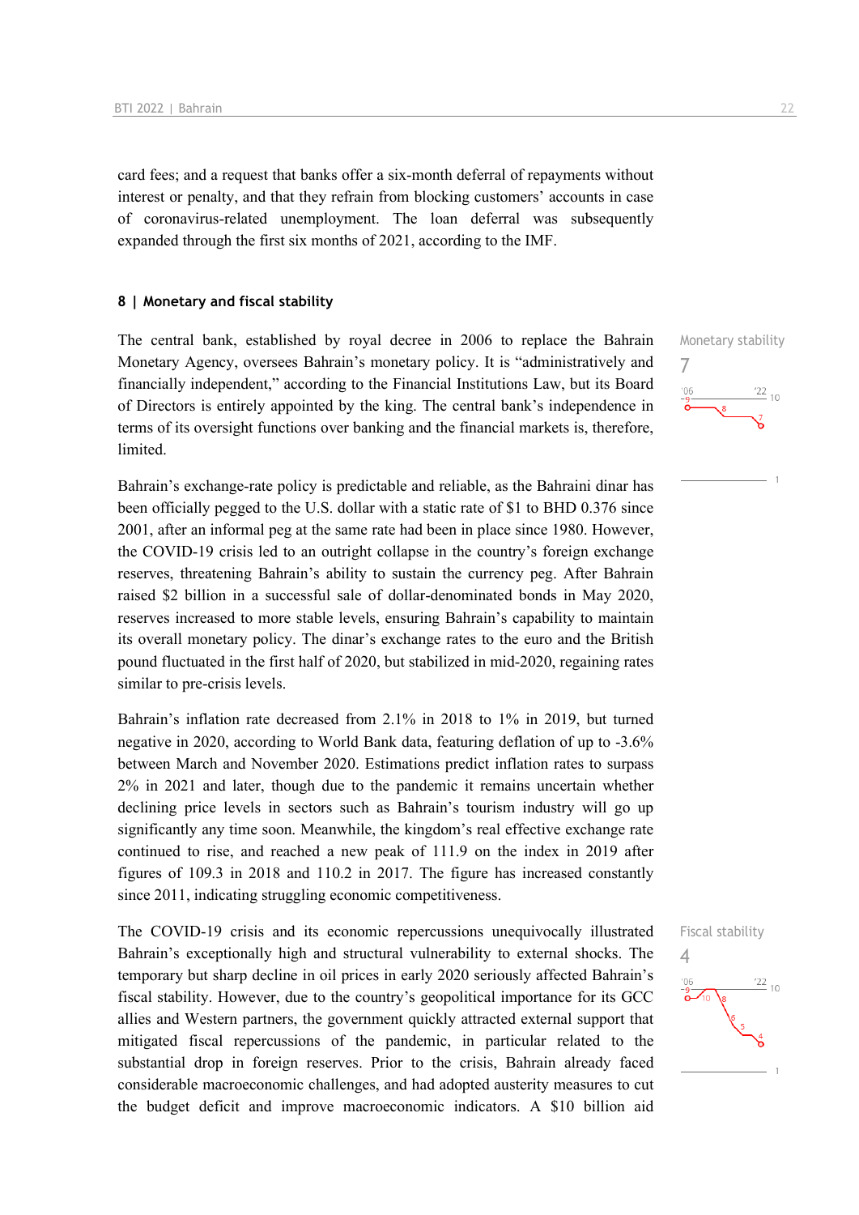card fees; and a request that banks offer a six-month deferral of repayments without interest or penalty, and that they refrain from blocking customers' accounts in case of coronavirus-related unemployment. The loan deferral was subsequently expanded through the first six months of 2021, according to the IMF.

## 8 | Monetary and fiscal stability

Monetary stability
7

The central bank, established by royal decree in 2006 to replace the Bahrain Monetary Agency, oversees Bahrain's monetary policy. It is "administratively and financially independent," according to the Financial Institutions Law, but its Board of Directors is entirely appointed by the king. The central bank's independence in terms of its oversight functions over banking and the financial markets is, therefore, limited.

Bahrain's exchange-rate policy is predictable and reliable, as the Bahraini dinar has been officially pegged to the U.S. dollar with a static rate of $1 to BHD 0.376 since 2001, after an informal peg at the same rate had been in place since 1980. However, the COVID-19 crisis led to an outright collapse in the country's foreign exchange reserves, threatening Bahrain's ability to sustain the currency peg. After Bahrain raised $2 billion in a successful sale of dollar-denominated bonds in May 2020, reserves increased to more stable levels, ensuring Bahrain's capability to maintain its overall monetary policy. The dinar's exchange rates to the euro and the British pound fluctuated in the first half of 2020, but stabilized in mid-2020, regaining rates similar to pre-crisis levels.

Bahrain's inflation rate decreased from 2.1% in 2018 to 1% in 2019, but turned negative in 2020, according to World Bank data, featuring deflation of up to -3.6% between March and November 2020. Estimations predict inflation rates to surpass 2% in 2021 and later, though due to the pandemic it remains uncertain whether declining price levels in sectors such as Bahrain's tourism industry will go up significantly any time soon. Meanwhile, the kingdom's real effective exchange rate continued to rise, and reached a new peak of 111.9 on the index in 2019 after figures of 109.3 in 2018 and 110.2 in 2017. The figure has increased constantly since 2011, indicating struggling economic competitiveness.

Fiscal stability
4

The COVID-19 crisis and its economic repercussions unequivocally illustrated Bahrain's exceptionally high and structural vulnerability to external shocks. The temporary but sharp decline in oil prices in early 2020 seriously affected Bahrain's fiscal stability. However, due to the country's geopolitical importance for its GCC allies and Western partners, the government quickly attracted external support that mitigated fiscal repercussions of the pandemic, in particular related to the substantial drop in foreign reserves. Prior to the crisis, Bahrain already faced considerable macroeconomic challenges, and had adopted austerity measures to cut the budget deficit and improve macroeconomic indicators. A $10 billion aid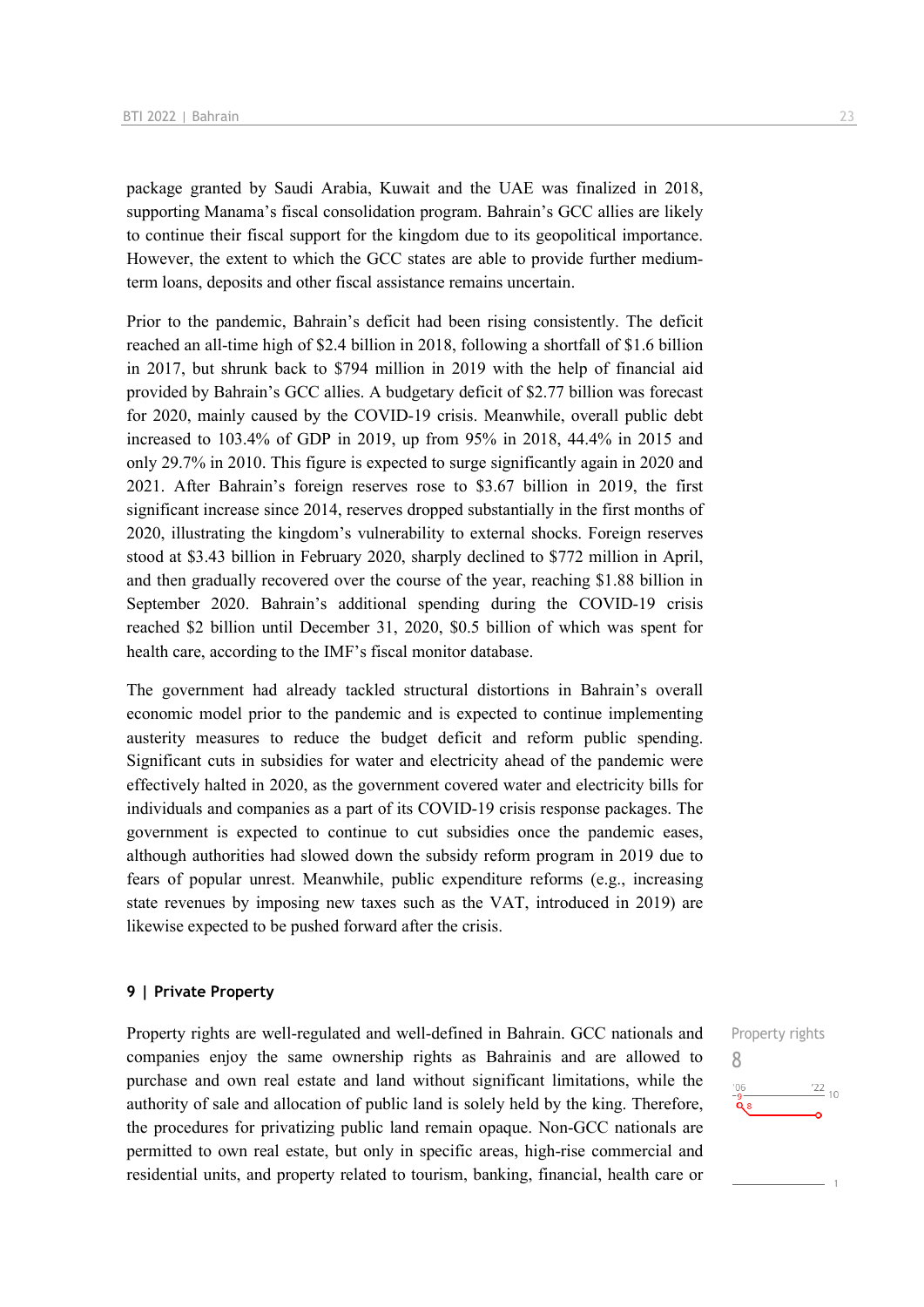package granted by Saudi Arabia, Kuwait and the UAE was finalized in 2018, supporting Manama's fiscal consolidation program. Bahrain's GCC allies are likely to continue their fiscal support for the kingdom due to its geopolitical importance. However, the extent to which the GCC states are able to provide further medium-term loans, deposits and other fiscal assistance remains uncertain.

Prior to the pandemic, Bahrain's deficit had been rising consistently. The deficit reached an all-time high of $2.4 billion in 2018, following a shortfall of $1.6 billion in 2017, but shrunk back to $794 million in 2019 with the help of financial aid provided by Bahrain's GCC allies. A budgetary deficit of $2.77 billion was forecast for 2020, mainly caused by the COVID-19 crisis. Meanwhile, overall public debt increased to 103.4% of GDP in 2019, up from 95% in 2018, 44.4% in 2015 and only 29.7% in 2010. This figure is expected to surge significantly again in 2020 and 2021. After Bahrain's foreign reserves rose to $3.67 billion in 2019, the first significant increase since 2014, reserves dropped substantially in the first months of 2020, illustrating the kingdom's vulnerability to external shocks. Foreign reserves stood at $3.43 billion in February 2020, sharply declined to $772 million in April, and then gradually recovered over the course of the year, reaching $1.88 billion in September 2020. Bahrain's additional spending during the COVID-19 crisis reached $2 billion until December 31, 2020, $0.5 billion of which was spent for health care, according to the IMF's fiscal monitor database.

The government had already tackled structural distortions in Bahrain's overall economic model prior to the pandemic and is expected to continue implementing austerity measures to reduce the budget deficit and reform public spending. Significant cuts in subsidies for water and electricity ahead of the pandemic were effectively halted in 2020, as the government covered water and electricity bills for individuals and companies as a part of its COVID-19 crisis response packages. The government is expected to continue to cut subsidies once the pandemic eases, although authorities had slowed down the subsidy reform program in 2019 due to fears of popular unrest. Meanwhile, public expenditure reforms (e.g., increasing state revenues by imposing new taxes such as the VAT, introduced in 2019) are likewise expected to be pushed forward after the crisis.

## 9 | Private Property

Property rights
8

Property rights are well-regulated and well-defined in Bahrain. GCC nationals and companies enjoy the same ownership rights as Bahrainis and are allowed to purchase and own real estate and land without significant limitations, while the authority of sale and allocation of public land is solely held by the king. Therefore, the procedures for privatizing public land remain opaque. Non-GCC nationals are permitted to own real estate, but only in specific areas, high-rise commercial and residential units, and property related to tourism, banking, financial, health care or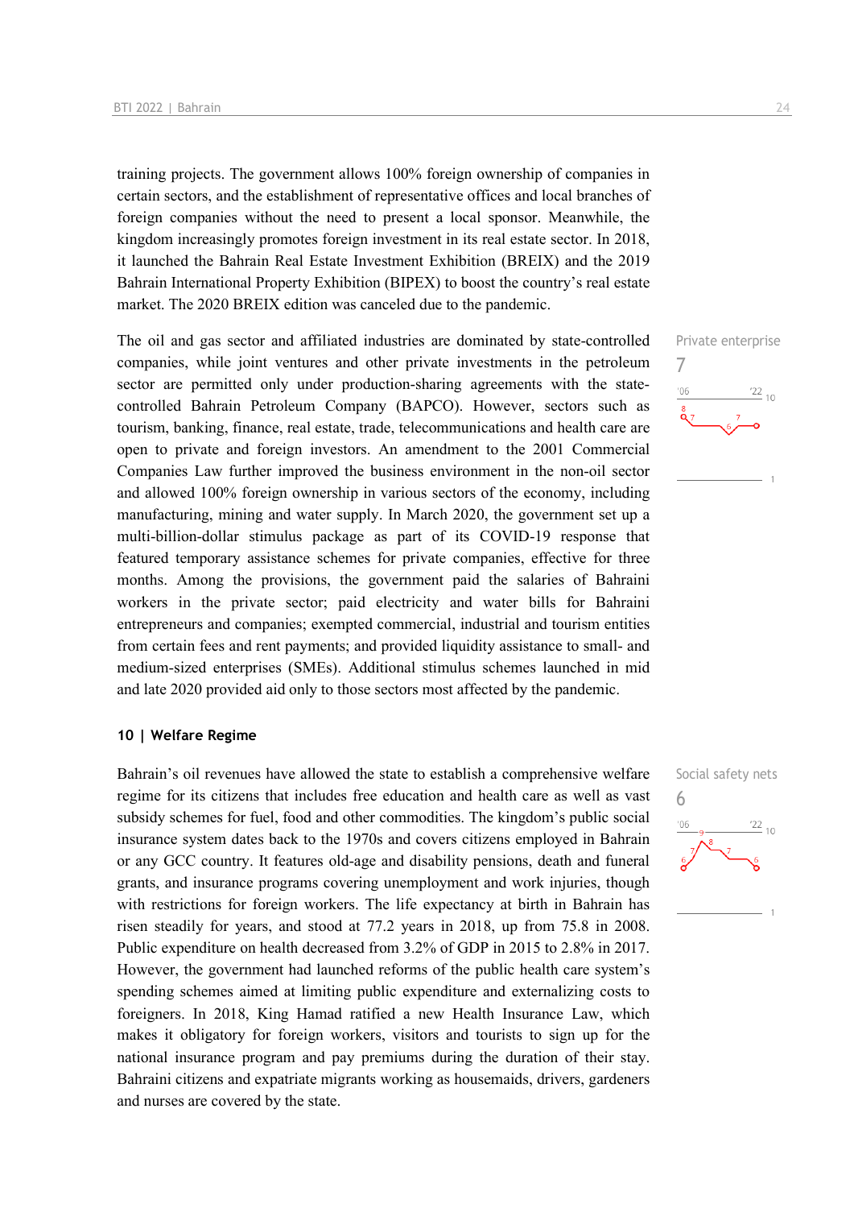training projects. The government allows 100% foreign ownership of companies in certain sectors, and the establishment of representative offices and local branches of foreign companies without the need to present a local sponsor. Meanwhile, the kingdom increasingly promotes foreign investment in its real estate sector. In 2018, it launched the Bahrain Real Estate Investment Exhibition (BREIX) and the 2019 Bahrain International Property Exhibition (BIPEX) to boost the country's real estate market. The 2020 BREIX edition was canceled due to the pandemic.

The oil and gas sector and affiliated industries are dominated by state-controlled companies, while joint ventures and other private investments in the petroleum sector are permitted only under production-sharing agreements with the state-controlled Bahrain Petroleum Company (BAPCO). However, sectors such as tourism, banking, finance, real estate, trade, telecommunications and health care are open to private and foreign investors. An amendment to the 2001 Commercial Companies Law further improved the business environment in the non-oil sector and allowed 100% foreign ownership in various sectors of the economy, including manufacturing, mining and water supply. In March 2020, the government set up a multi-billion-dollar stimulus package as part of its COVID-19 response that featured temporary assistance schemes for private companies, effective for three months. Among the provisions, the government paid the salaries of Bahraini workers in the private sector; paid electricity and water bills for Bahraini entrepreneurs and companies; exempted commercial, industrial and tourism entities from certain fees and rent payments; and provided liquidity assistance to small- and medium-sized enterprises (SMEs). Additional stimulus schemes launched in mid and late 2020 provided aid only to those sectors most affected by the pandemic.

Private enterprise
7

## 10 | Welfare Regime

Bahrain's oil revenues have allowed the state to establish a comprehensive welfare regime for its citizens that includes free education and health care as well as vast subsidy schemes for fuel, food and other commodities. The kingdom's public social insurance system dates back to the 1970s and covers citizens employed in Bahrain or any GCC country. It features old-age and disability pensions, death and funeral grants, and insurance programs covering unemployment and work injuries, though with restrictions for foreign workers. The life expectancy at birth in Bahrain has risen steadily for years, and stood at 77.2 years in 2018, up from 75.8 in 2008. Public expenditure on health decreased from 3.2% of GDP in 2015 to 2.8% in 2017. However, the government had launched reforms of the public health care system's spending schemes aimed at limiting public expenditure and externalizing costs to foreigners. In 2018, King Hamad ratified a new Health Insurance Law, which makes it obligatory for foreign workers, visitors and tourists to sign up for the national insurance program and pay premiums during the duration of their stay. Bahraini citizens and expatriate migrants working as housemaids, drivers, gardeners and nurses are covered by the state.

Social safety nets
6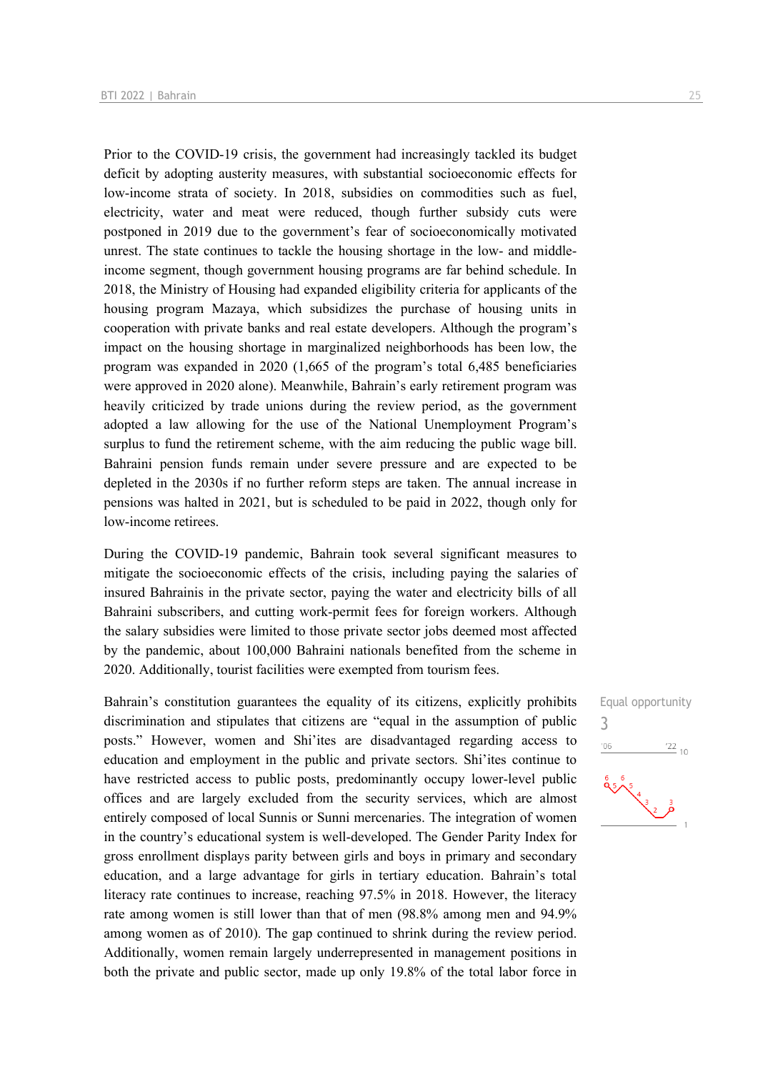Prior to the COVID-19 crisis, the government had increasingly tackled its budget deficit by adopting austerity measures, with substantial socioeconomic effects for low-income strata of society. In 2018, subsidies on commodities such as fuel, electricity, water and meat were reduced, though further subsidy cuts were postponed in 2019 due to the government's fear of socioeconomically motivated unrest. The state continues to tackle the housing shortage in the low- and middle-income segment, though government housing programs are far behind schedule. In 2018, the Ministry of Housing had expanded eligibility criteria for applicants of the housing program Mazaya, which subsidizes the purchase of housing units in cooperation with private banks and real estate developers. Although the program's impact on the housing shortage in marginalized neighborhoods has been low, the program was expanded in 2020 (1,665 of the program's total 6,485 beneficiaries were approved in 2020 alone). Meanwhile, Bahrain's early retirement program was heavily criticized by trade unions during the review period, as the government adopted a law allowing for the use of the National Unemployment Program's surplus to fund the retirement scheme, with the aim reducing the public wage bill. Bahraini pension funds remain under severe pressure and are expected to be depleted in the 2030s if no further reform steps are taken. The annual increase in pensions was halted in 2021, but is scheduled to be paid in 2022, though only for low-income retirees.

During the COVID-19 pandemic, Bahrain took several significant measures to mitigate the socioeconomic effects of the crisis, including paying the salaries of insured Bahrainis in the private sector, paying the water and electricity bills of all Bahraini subscribers, and cutting work-permit fees for foreign workers. Although the salary subsidies were limited to those private sector jobs deemed most affected by the pandemic, about 100,000 Bahraini nationals benefited from the scheme in 2020. Additionally, tourist facilities were exempted from tourism fees.

Equal opportunity
3

Bahrain's constitution guarantees the equality of its citizens, explicitly prohibits discrimination and stipulates that citizens are "equal in the assumption of public posts." However, women and Shi'ites are disadvantaged regarding access to education and employment in the public and private sectors. Shi'ites continue to have restricted access to public posts, predominantly occupy lower-level public offices and are largely excluded from the security services, which are almost entirely composed of local Sunnis or Sunni mercenaries. The integration of women in the country's educational system is well-developed. The Gender Parity Index for gross enrollment displays parity between girls and boys in primary and secondary education, and a large advantage for girls in tertiary education. Bahrain's total literacy rate continues to increase, reaching 97.5% in 2018. However, the literacy rate among women is still lower than that of men (98.8% among men and 94.9% among women as of 2010). The gap continued to shrink during the review period. Additionally, women remain largely underrepresented in management positions in both the private and public sector, made up only 19.8% of the total labor force in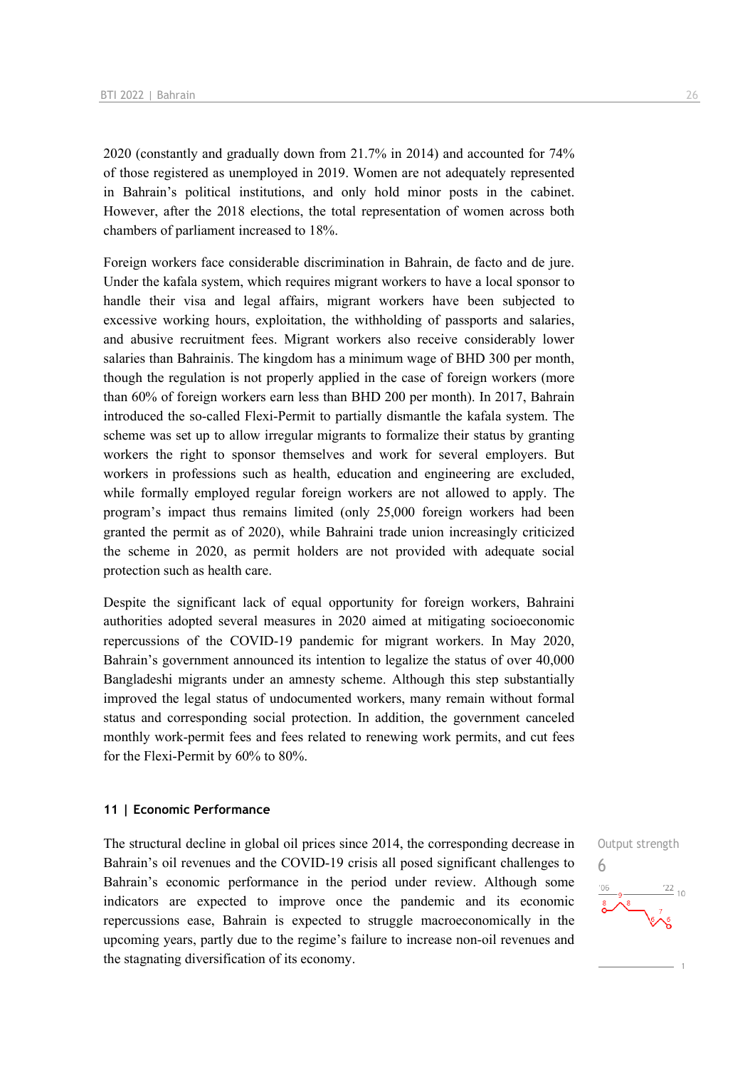2020 (constantly and gradually down from 21.7% in 2014) and accounted for 74% of those registered as unemployed in 2019. Women are not adequately represented in Bahrain's political institutions, and only hold minor posts in the cabinet. However, after the 2018 elections, the total representation of women across both chambers of parliament increased to 18%.

Foreign workers face considerable discrimination in Bahrain, de facto and de jure. Under the kafala system, which requires migrant workers to have a local sponsor to handle their visa and legal affairs, migrant workers have been subjected to excessive working hours, exploitation, the withholding of passports and salaries, and abusive recruitment fees. Migrant workers also receive considerably lower salaries than Bahrainis. The kingdom has a minimum wage of BHD 300 per month, though the regulation is not properly applied in the case of foreign workers (more than 60% of foreign workers earn less than BHD 200 per month). In 2017, Bahrain introduced the so-called Flexi-Permit to partially dismantle the kafala system. The scheme was set up to allow irregular migrants to formalize their status by granting workers the right to sponsor themselves and work for several employers. But workers in professions such as health, education and engineering are excluded, while formally employed regular foreign workers are not allowed to apply. The program's impact thus remains limited (only 25,000 foreign workers had been granted the permit as of 2020), while Bahraini trade union increasingly criticized the scheme in 2020, as permit holders are not provided with adequate social protection such as health care.

Despite the significant lack of equal opportunity for foreign workers, Bahraini authorities adopted several measures in 2020 aimed at mitigating socioeconomic repercussions of the COVID-19 pandemic for migrant workers. In May 2020, Bahrain's government announced its intention to legalize the status of over 40,000 Bangladeshi migrants under an amnesty scheme. Although this step substantially improved the legal status of undocumented workers, many remain without formal status and corresponding social protection. In addition, the government canceled monthly work-permit fees and fees related to renewing work permits, and cut fees for the Flexi-Permit by 60% to 80%.

## 11 | Economic Performance

Output strength
6

The structural decline in global oil prices since 2014, the corresponding decrease in Bahrain's oil revenues and the COVID-19 crisis all posed significant challenges to Bahrain's economic performance in the period under review. Although some indicators are expected to improve once the pandemic and its economic repercussions ease, Bahrain is expected to struggle macroeconomically in the upcoming years, partly due to the regime's failure to increase non-oil revenues and the stagnating diversification of its economy.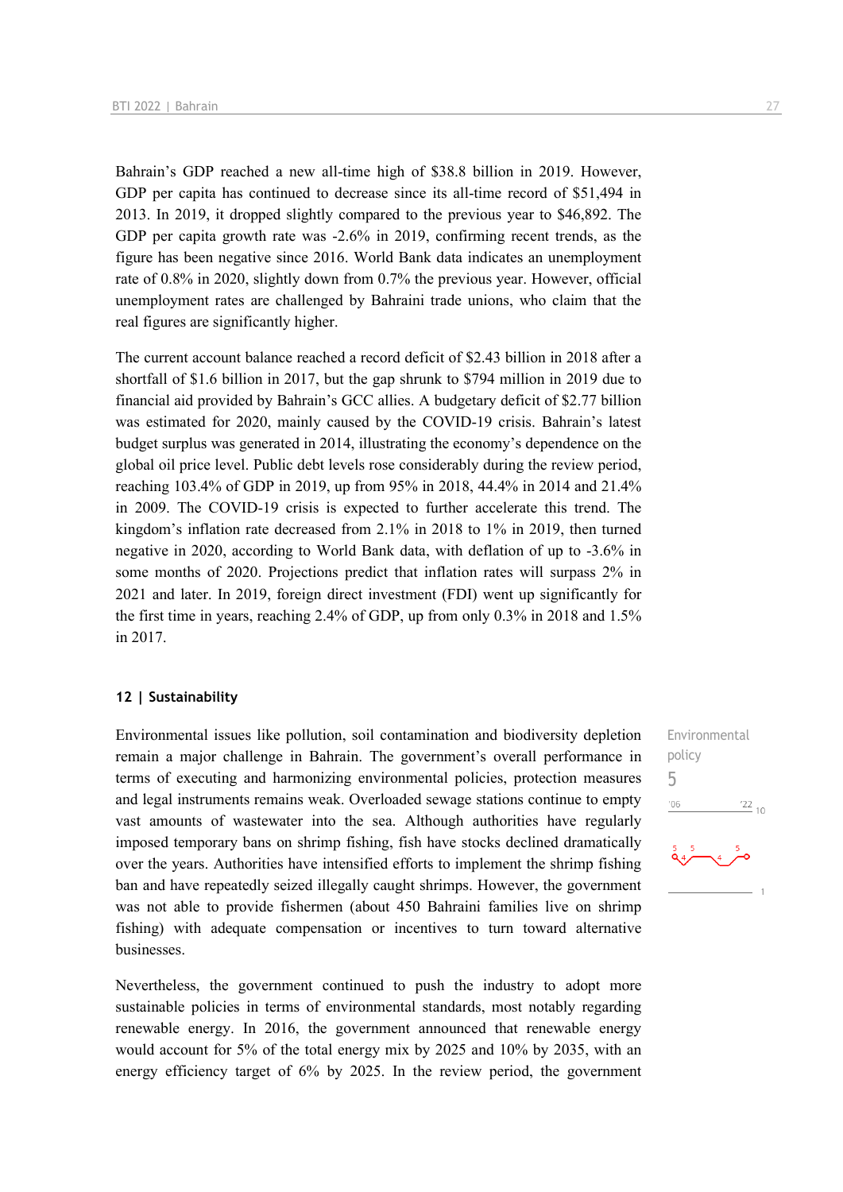Bahrain's GDP reached a new all-time high of $38.8 billion in 2019. However, GDP per capita has continued to decrease since its all-time record of $51,494 in 2013. In 2019, it dropped slightly compared to the previous year to $46,892. The GDP per capita growth rate was -2.6% in 2019, confirming recent trends, as the figure has been negative since 2016. World Bank data indicates an unemployment rate of 0.8% in 2020, slightly down from 0.7% the previous year. However, official unemployment rates are challenged by Bahraini trade unions, who claim that the real figures are significantly higher.

The current account balance reached a record deficit of $2.43 billion in 2018 after a shortfall of $1.6 billion in 2017, but the gap shrunk to $794 million in 2019 due to financial aid provided by Bahrain's GCC allies. A budgetary deficit of $2.77 billion was estimated for 2020, mainly caused by the COVID-19 crisis. Bahrain's latest budget surplus was generated in 2014, illustrating the economy's dependence on the global oil price level. Public debt levels rose considerably during the review period, reaching 103.4% of GDP in 2019, up from 95% in 2018, 44.4% in 2014 and 21.4% in 2009. The COVID-19 crisis is expected to further accelerate this trend. The kingdom's inflation rate decreased from 2.1% in 2018 to 1% in 2019, then turned negative in 2020, according to World Bank data, with deflation of up to -3.6% in some months of 2020. Projections predict that inflation rates will surpass 2% in 2021 and later. In 2019, foreign direct investment (FDI) went up significantly for the first time in years, reaching 2.4% of GDP, up from only 0.3% in 2018 and 1.5% in 2017.

## 12 | Sustainability

Environmental policy
5

Environmental issues like pollution, soil contamination and biodiversity depletion remain a major challenge in Bahrain. The government's overall performance in terms of executing and harmonizing environmental policies, protection measures and legal instruments remains weak. Overloaded sewage stations continue to empty vast amounts of wastewater into the sea. Although authorities have regularly imposed temporary bans on shrimp fishing, fish have stocks declined dramatically over the years. Authorities have intensified efforts to implement the shrimp fishing ban and have repeatedly seized illegally caught shrimps. However, the government was not able to provide fishermen (about 450 Bahraini families live on shrimp fishing) with adequate compensation or incentives to turn toward alternative businesses.

Nevertheless, the government continued to push the industry to adopt more sustainable policies in terms of environmental standards, most notably regarding renewable energy. In 2016, the government announced that renewable energy would account for 5% of the total energy mix by 2025 and 10% by 2035, with an energy efficiency target of 6% by 2025. In the review period, the government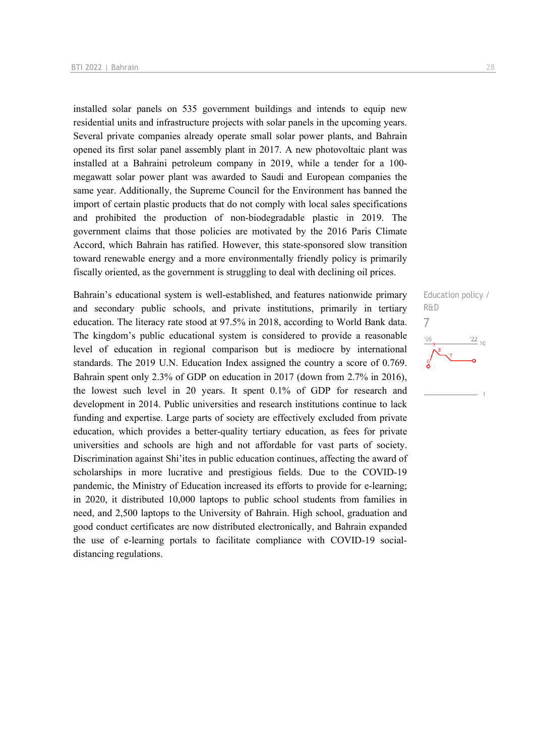installed solar panels on 535 government buildings and intends to equip new residential units and infrastructure projects with solar panels in the upcoming years. Several private companies already operate small solar power plants, and Bahrain opened its first solar panel assembly plant in 2017. A new photovoltaic plant was installed at a Bahraini petroleum company in 2019, while a tender for a 100-megawatt solar power plant was awarded to Saudi and European companies the same year. Additionally, the Supreme Council for the Environment has banned the import of certain plastic products that do not comply with local sales specifications and prohibited the production of non-biodegradable plastic in 2019. The government claims that those policies are motivated by the 2016 Paris Climate Accord, which Bahrain has ratified. However, this state-sponsored slow transition toward renewable energy and a more environmentally friendly policy is primarily fiscally oriented, as the government is struggling to deal with declining oil prices.

Education policy / R&D

7

Bahrain's educational system is well-established, and features nationwide primary and secondary public schools, and private institutions, primarily in tertiary education. The literacy rate stood at 97.5% in 2018, according to World Bank data. The kingdom's public educational system is considered to provide a reasonable level of education in regional comparison but is mediocre by international standards. The 2019 U.N. Education Index assigned the country a score of 0.769. Bahrain spent only 2.3% of GDP on education in 2017 (down from 2.7% in 2016), the lowest such level in 20 years. It spent 0.1% of GDP for research and development in 2014. Public universities and research institutions continue to lack funding and expertise. Large parts of society are effectively excluded from private education, which provides a better-quality tertiary education, as fees for private universities and schools are high and not affordable for vast parts of society. Discrimination against Shi'ites in public education continues, affecting the award of scholarships in more lucrative and prestigious fields. Due to the COVID-19 pandemic, the Ministry of Education increased its efforts to provide for e-learning; in 2020, it distributed 10,000 laptops to public school students from families in need, and 2,500 laptops to the University of Bahrain. High school, graduation and good conduct certificates are now distributed electronically, and Bahrain expanded the use of e-learning portals to facilitate compliance with COVID-19 social-distancing regulations.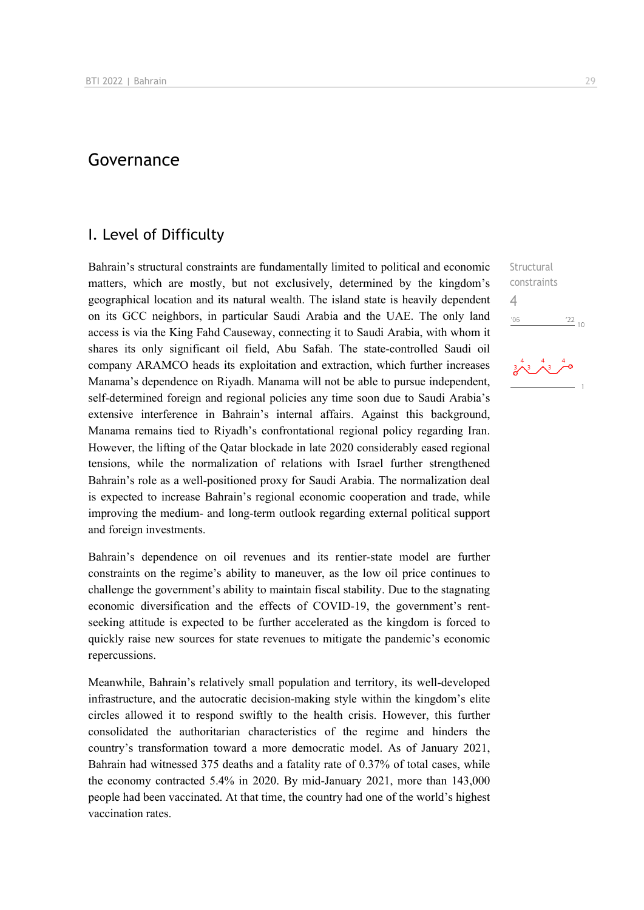# Governance

## I. Level of Difficulty

Structural constraints
4

Bahrain's structural constraints are fundamentally limited to political and economic matters, which are mostly, but not exclusively, determined by the kingdom's geographical location and its natural wealth. The island state is heavily dependent on its GCC neighbors, in particular Saudi Arabia and the UAE. The only land access is via the King Fahd Causeway, connecting it to Saudi Arabia, with whom it shares its only significant oil field, Abu Safah. The state-controlled Saudi oil company ARAMCO heads its exploitation and extraction, which further increases Manama's dependence on Riyadh. Manama will not be able to pursue independent, self-determined foreign and regional policies any time soon due to Saudi Arabia's extensive interference in Bahrain's internal affairs. Against this background, Manama remains tied to Riyadh's confrontational regional policy regarding Iran. However, the lifting of the Qatar blockade in late 2020 considerably eased regional tensions, while the normalization of relations with Israel further strengthened Bahrain's role as a well-positioned proxy for Saudi Arabia. The normalization deal is expected to increase Bahrain's regional economic cooperation and trade, while improving the medium- and long-term outlook regarding external political support and foreign investments.

Bahrain's dependence on oil revenues and its rentier-state model are further constraints on the regime's ability to maneuver, as the low oil price continues to challenge the government's ability to maintain fiscal stability. Due to the stagnating economic diversification and the effects of COVID-19, the government's rent-seeking attitude is expected to be further accelerated as the kingdom is forced to quickly raise new sources for state revenues to mitigate the pandemic's economic repercussions.

Meanwhile, Bahrain's relatively small population and territory, its well-developed infrastructure, and the autocratic decision-making style within the kingdom's elite circles allowed it to respond swiftly to the health crisis. However, this further consolidated the authoritarian characteristics of the regime and hinders the country's transformation toward a more democratic model. As of January 2021, Bahrain had witnessed 375 deaths and a fatality rate of 0.37% of total cases, while the economy contracted 5.4% in 2020. By mid-January 2021, more than 143,000 people had been vaccinated. At that time, the country had one of the world's highest vaccination rates.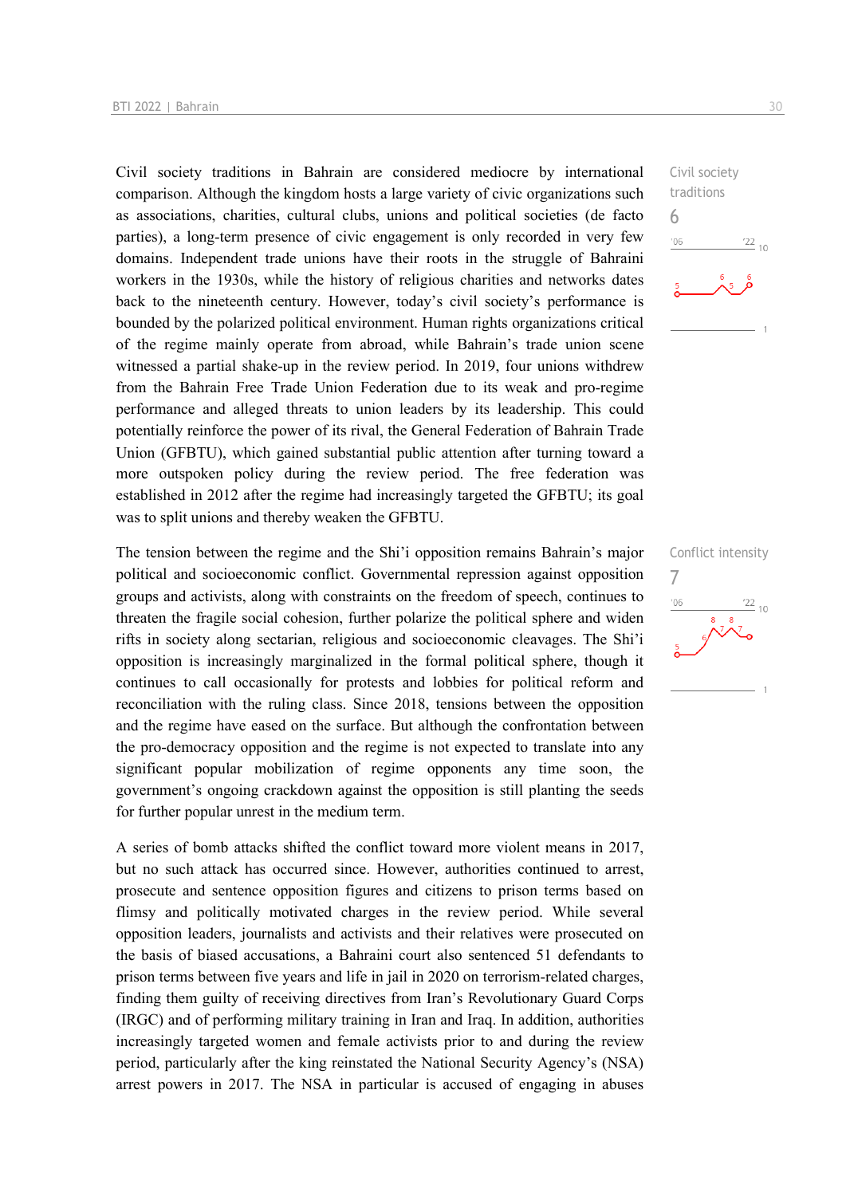Civil society traditions in Bahrain are considered mediocre by international comparison. Although the kingdom hosts a large variety of civic organizations such as associations, charities, cultural clubs, unions and political societies (de facto parties), a long-term presence of civic engagement is only recorded in very few domains. Independent trade unions have their roots in the struggle of Bahraini workers in the 1930s, while the history of religious charities and networks dates back to the nineteenth century. However, today's civil society's performance is bounded by the polarized political environment. Human rights organizations critical of the regime mainly operate from abroad, while Bahrain's trade union scene witnessed a partial shake-up in the review period. In 2019, four unions withdrew from the Bahrain Free Trade Union Federation due to its weak and pro-regime performance and alleged threats to union leaders by its leadership. This could potentially reinforce the power of its rival, the General Federation of Bahrain Trade Union (GFBTU), which gained substantial public attention after turning toward a more outspoken policy during the review period. The free federation was established in 2012 after the regime had increasingly targeted the GFBTU; its goal was to split unions and thereby weaken the GFBTU.

Civil society traditions
6

The tension between the regime and the Shi'i opposition remains Bahrain's major political and socioeconomic conflict. Governmental repression against opposition groups and activists, along with constraints on the freedom of speech, continues to threaten the fragile social cohesion, further polarize the political sphere and widen rifts in society along sectarian, religious and socioeconomic cleavages. The Shi'i opposition is increasingly marginalized in the formal political sphere, though it continues to call occasionally for protests and lobbies for political reform and reconciliation with the ruling class. Since 2018, tensions between the opposition and the regime have eased on the surface. But although the confrontation between the pro-democracy opposition and the regime is not expected to translate into any significant popular mobilization of regime opponents any time soon, the government's ongoing crackdown against the opposition is still planting the seeds for further popular unrest in the medium term.

Conflict intensity
7

A series of bomb attacks shifted the conflict toward more violent means in 2017, but no such attack has occurred since. However, authorities continued to arrest, prosecute and sentence opposition figures and citizens to prison terms based on flimsy and politically motivated charges in the review period. While several opposition leaders, journalists and activists and their relatives were prosecuted on the basis of biased accusations, a Bahraini court also sentenced 51 defendants to prison terms between five years and life in jail in 2020 on terrorism-related charges, finding them guilty of receiving directives from Iran's Revolutionary Guard Corps (IRGC) and of performing military training in Iran and Iraq. In addition, authorities increasingly targeted women and female activists prior to and during the review period, particularly after the king reinstated the National Security Agency's (NSA) arrest powers in 2017. The NSA in particular is accused of engaging in abuses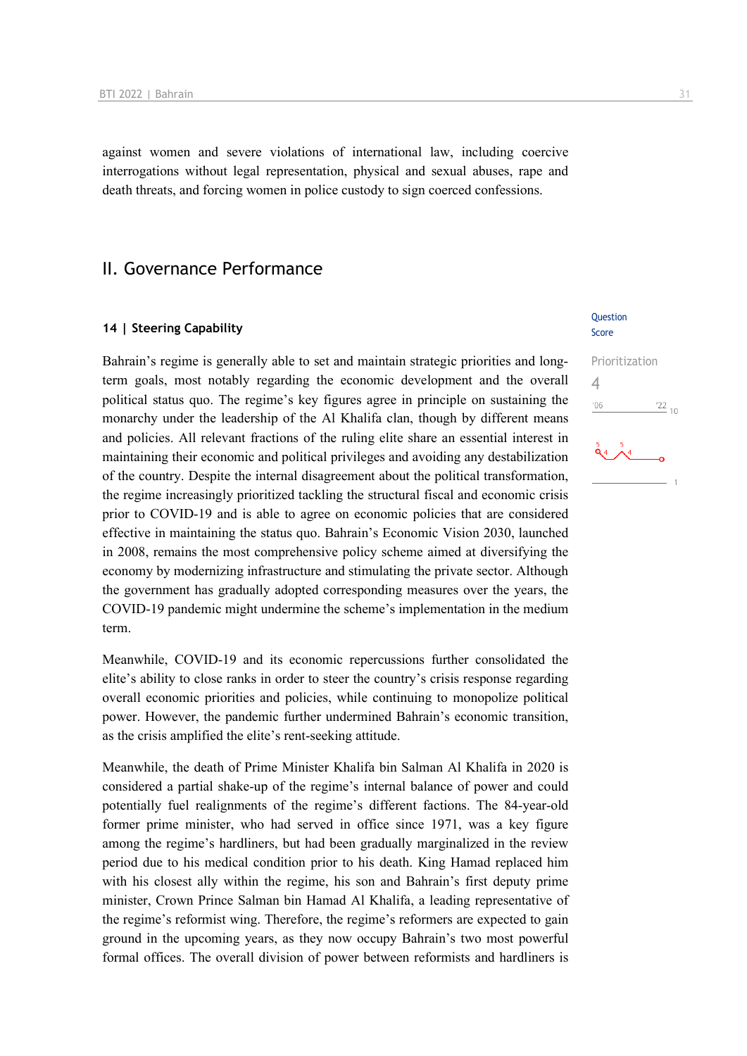against women and severe violations of international law, including coercive interrogations without legal representation, physical and sexual abuses, rape and death threats, and forcing women in police custody to sign coerced confessions.

## II. Governance Performance

### 14 | Steering Capability

Question Score

Prioritization
4

Bahrain's regime is generally able to set and maintain strategic priorities and long-term goals, most notably regarding the economic development and the overall political status quo. The regime's key figures agree in principle on sustaining the monarchy under the leadership of the Al Khalifa clan, though by different means and policies. All relevant fractions of the ruling elite share an essential interest in maintaining their economic and political privileges and avoiding any destabilization of the country. Despite the internal disagreement about the political transformation, the regime increasingly prioritized tackling the structural fiscal and economic crisis prior to COVID-19 and is able to agree on economic policies that are considered effective in maintaining the status quo. Bahrain's Economic Vision 2030, launched in 2008, remains the most comprehensive policy scheme aimed at diversifying the economy by modernizing infrastructure and stimulating the private sector. Although the government has gradually adopted corresponding measures over the years, the COVID-19 pandemic might undermine the scheme's implementation in the medium term.

Meanwhile, COVID-19 and its economic repercussions further consolidated the elite's ability to close ranks in order to steer the country's crisis response regarding overall economic priorities and policies, while continuing to monopolize political power. However, the pandemic further undermined Bahrain's economic transition, as the crisis amplified the elite's rent-seeking attitude.

Meanwhile, the death of Prime Minister Khalifa bin Salman Al Khalifa in 2020 is considered a partial shake-up of the regime's internal balance of power and could potentially fuel realignments of the regime's different factions. The 84-year-old former prime minister, who had served in office since 1971, was a key figure among the regime's hardliners, but had been gradually marginalized in the review period due to his medical condition prior to his death. King Hamad replaced him with his closest ally within the regime, his son and Bahrain's first deputy prime minister, Crown Prince Salman bin Hamad Al Khalifa, a leading representative of the regime's reformist wing. Therefore, the regime's reformers are expected to gain ground in the upcoming years, as they now occupy Bahrain's two most powerful formal offices. The overall division of power between reformists and hardliners is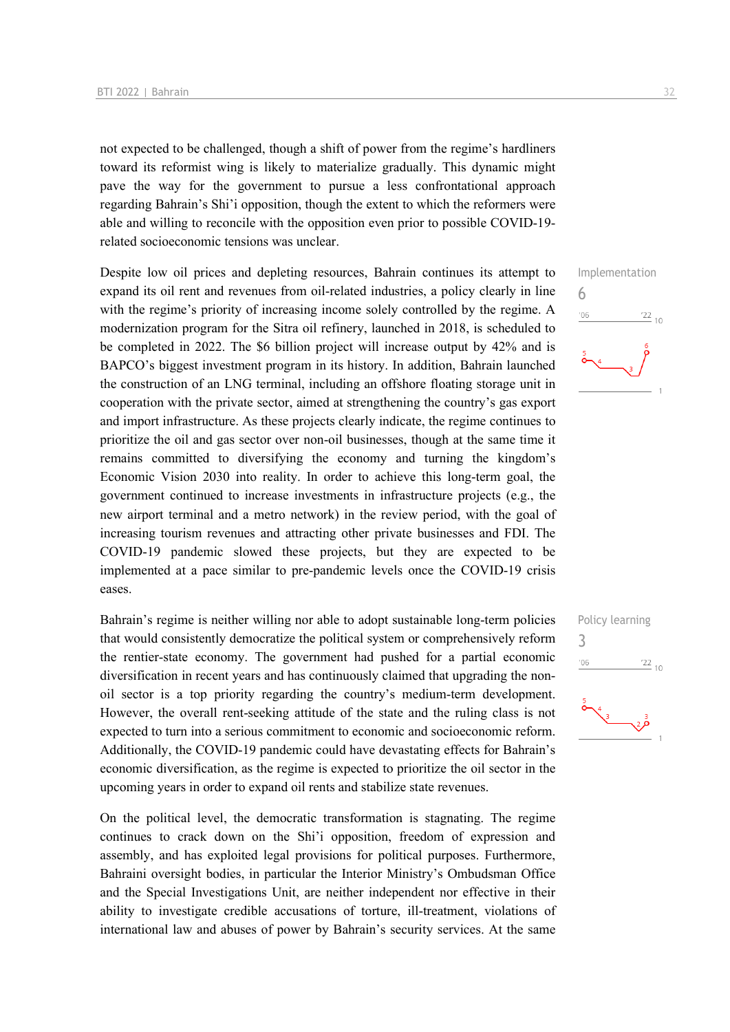not expected to be challenged, though a shift of power from the regime's hardliners toward its reformist wing is likely to materialize gradually. This dynamic might pave the way for the government to pursue a less confrontational approach regarding Bahrain's Shi'i opposition, though the extent to which the reformers were able and willing to reconcile with the opposition even prior to possible COVID-19-related socioeconomic tensions was unclear.

Implementation
6

Despite low oil prices and depleting resources, Bahrain continues its attempt to expand its oil rent and revenues from oil-related industries, a policy clearly in line with the regime's priority of increasing income solely controlled by the regime. A modernization program for the Sitra oil refinery, launched in 2018, is scheduled to be completed in 2022. The $6 billion project will increase output by 42% and is BAPCO's biggest investment program in its history. In addition, Bahrain launched the construction of an LNG terminal, including an offshore floating storage unit in cooperation with the private sector, aimed at strengthening the country's gas export and import infrastructure. As these projects clearly indicate, the regime continues to prioritize the oil and gas sector over non-oil businesses, though at the same time it remains committed to diversifying the economy and turning the kingdom's Economic Vision 2030 into reality. In order to achieve this long-term goal, the government continued to increase investments in infrastructure projects (e.g., the new airport terminal and a metro network) in the review period, with the goal of increasing tourism revenues and attracting other private businesses and FDI. The COVID-19 pandemic slowed these projects, but they are expected to be implemented at a pace similar to pre-pandemic levels once the COVID-19 crisis eases.

Policy learning
3

Bahrain's regime is neither willing nor able to adopt sustainable long-term policies that would consistently democratize the political system or comprehensively reform the rentier-state economy. The government had pushed for a partial economic diversification in recent years and has continuously claimed that upgrading the non-oil sector is a top priority regarding the country's medium-term development. However, the overall rent-seeking attitude of the state and the ruling class is not expected to turn into a serious commitment to economic and socioeconomic reform. Additionally, the COVID-19 pandemic could have devastating effects for Bahrain's economic diversification, as the regime is expected to prioritize the oil sector in the upcoming years in order to expand oil rents and stabilize state revenues.

On the political level, the democratic transformation is stagnating. The regime continues to crack down on the Shi'i opposition, freedom of expression and assembly, and has exploited legal provisions for political purposes. Furthermore, Bahraini oversight bodies, in particular the Interior Ministry's Ombudsman Office and the Special Investigations Unit, are neither independent nor effective in their ability to investigate credible accusations of torture, ill-treatment, violations of international law and abuses of power by Bahrain's security services. At the same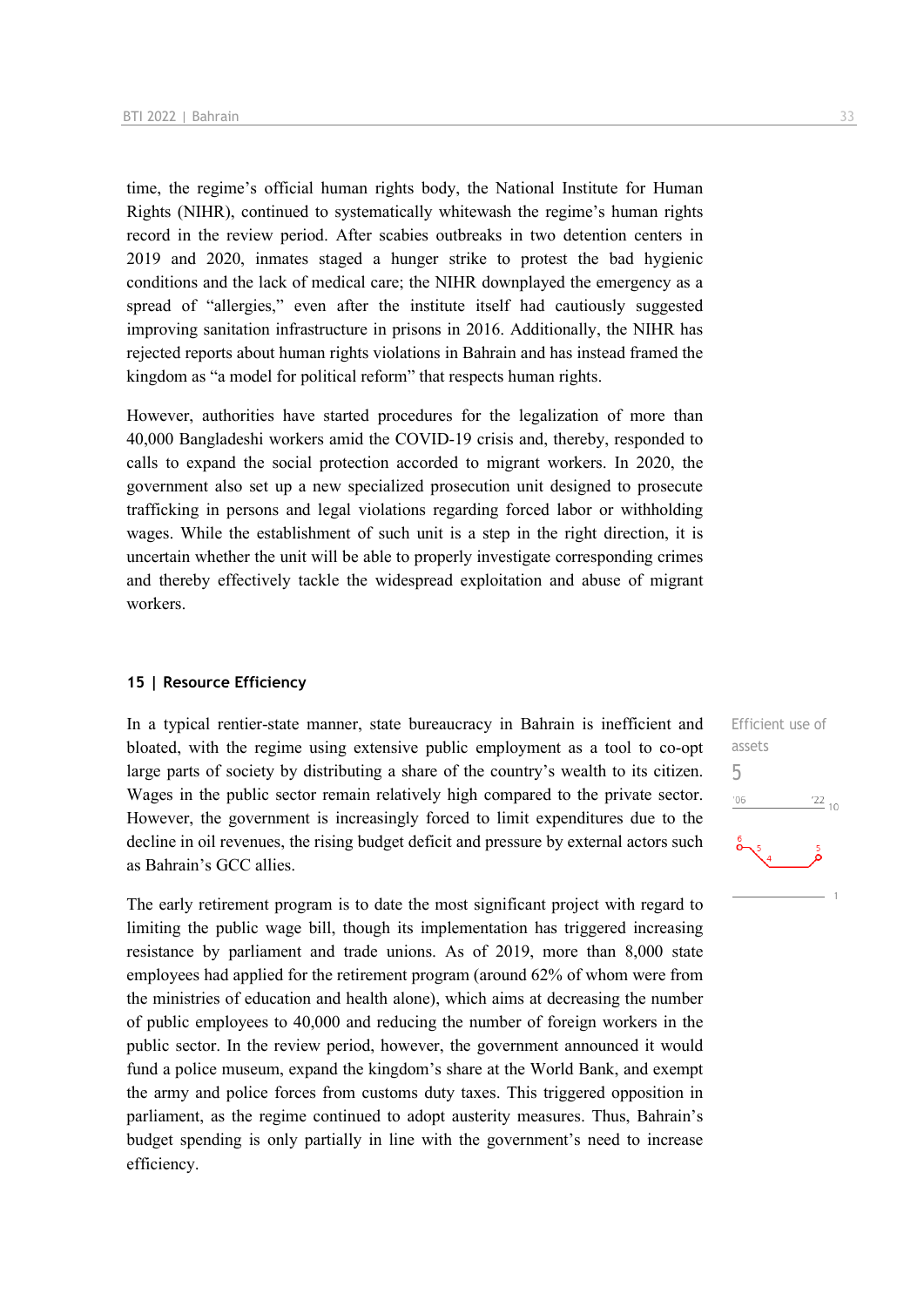time, the regime's official human rights body, the National Institute for Human Rights (NIHR), continued to systematically whitewash the regime's human rights record in the review period. After scabies outbreaks in two detention centers in 2019 and 2020, inmates staged a hunger strike to protest the bad hygienic conditions and the lack of medical care; the NIHR downplayed the emergency as a spread of "allergies," even after the institute itself had cautiously suggested improving sanitation infrastructure in prisons in 2016. Additionally, the NIHR has rejected reports about human rights violations in Bahrain and has instead framed the kingdom as "a model for political reform" that respects human rights.

However, authorities have started procedures for the legalization of more than 40,000 Bangladeshi workers amid the COVID-19 crisis and, thereby, responded to calls to expand the social protection accorded to migrant workers. In 2020, the government also set up a new specialized prosecution unit designed to prosecute trafficking in persons and legal violations regarding forced labor or withholding wages. While the establishment of such unit is a step in the right direction, it is uncertain whether the unit will be able to properly investigate corresponding crimes and thereby effectively tackle the widespread exploitation and abuse of migrant workers.

### 15 | Resource Efficiency

Efficient use of assets

5

In a typical rentier-state manner, state bureaucracy in Bahrain is inefficient and bloated, with the regime using extensive public employment as a tool to co-opt large parts of society by distributing a share of the country's wealth to its citizen. Wages in the public sector remain relatively high compared to the private sector. However, the government is increasingly forced to limit expenditures due to the decline in oil revenues, the rising budget deficit and pressure by external actors such as Bahrain's GCC allies.

The early retirement program is to date the most significant project with regard to limiting the public wage bill, though its implementation has triggered increasing resistance by parliament and trade unions. As of 2019, more than 8,000 state employees had applied for the retirement program (around 62% of whom were from the ministries of education and health alone), which aims at decreasing the number of public employees to 40,000 and reducing the number of foreign workers in the public sector. In the review period, however, the government announced it would fund a police museum, expand the kingdom's share at the World Bank, and exempt the army and police forces from customs duty taxes. This triggered opposition in parliament, as the regime continued to adopt austerity measures. Thus, Bahrain's budget spending is only partially in line with the government's need to increase efficiency.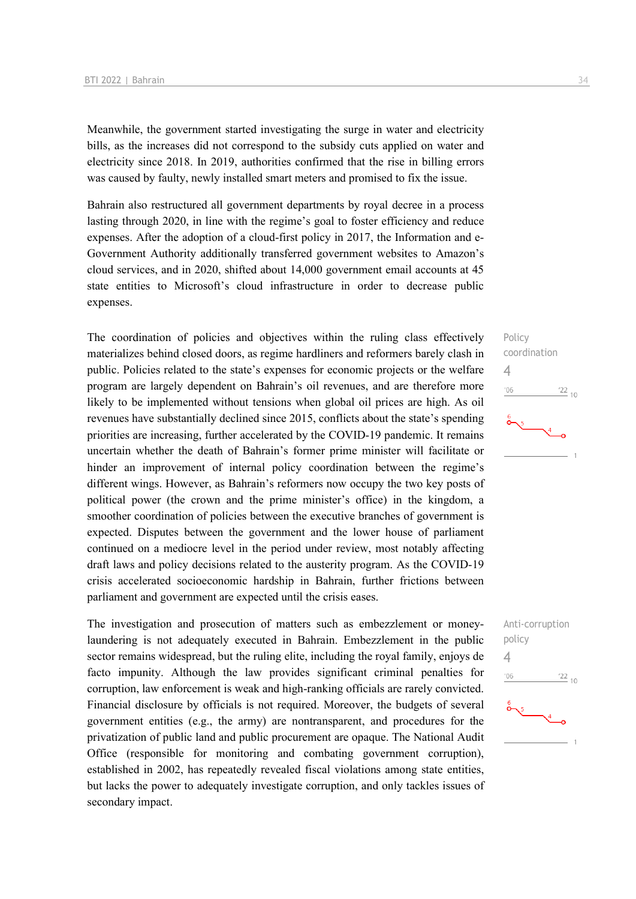Meanwhile, the government started investigating the surge in water and electricity bills, as the increases did not correspond to the subsidy cuts applied on water and electricity since 2018. In 2019, authorities confirmed that the rise in billing errors was caused by faulty, newly installed smart meters and promised to fix the issue.

Bahrain also restructured all government departments by royal decree in a process lasting through 2020, in line with the regime's goal to foster efficiency and reduce expenses. After the adoption of a cloud-first policy in 2017, the Information and e-Government Authority additionally transferred government websites to Amazon's cloud services, and in 2020, shifted about 14,000 government email accounts at 45 state entities to Microsoft's cloud infrastructure in order to decrease public expenses.

Policy coordination
4

The coordination of policies and objectives within the ruling class effectively materializes behind closed doors, as regime hardliners and reformers barely clash in public. Policies related to the state's expenses for economic projects or the welfare program are largely dependent on Bahrain's oil revenues, and are therefore more likely to be implemented without tensions when global oil prices are high. As oil revenues have substantially declined since 2015, conflicts about the state's spending priorities are increasing, further accelerated by the COVID-19 pandemic. It remains uncertain whether the death of Bahrain's former prime minister will facilitate or hinder an improvement of internal policy coordination between the regime's different wings. However, as Bahrain's reformers now occupy the two key posts of political power (the crown and the prime minister's office) in the kingdom, a smoother coordination of policies between the executive branches of government is expected. Disputes between the government and the lower house of parliament continued on a mediocre level in the period under review, most notably affecting draft laws and policy decisions related to the austerity program. As the COVID-19 crisis accelerated socioeconomic hardship in Bahrain, further frictions between parliament and government are expected until the crisis eases.

Anti-corruption policy
4

The investigation and prosecution of matters such as embezzlement or money-laundering is not adequately executed in Bahrain. Embezzlement in the public sector remains widespread, but the ruling elite, including the royal family, enjoys de facto impunity. Although the law provides significant criminal penalties for corruption, law enforcement is weak and high-ranking officials are rarely convicted. Financial disclosure by officials is not required. Moreover, the budgets of several government entities (e.g., the army) are nontransparent, and procedures for the privatization of public land and public procurement are opaque. The National Audit Office (responsible for monitoring and combating government corruption), established in 2002, has repeatedly revealed fiscal violations among state entities, but lacks the power to adequately investigate corruption, and only tackles issues of secondary impact.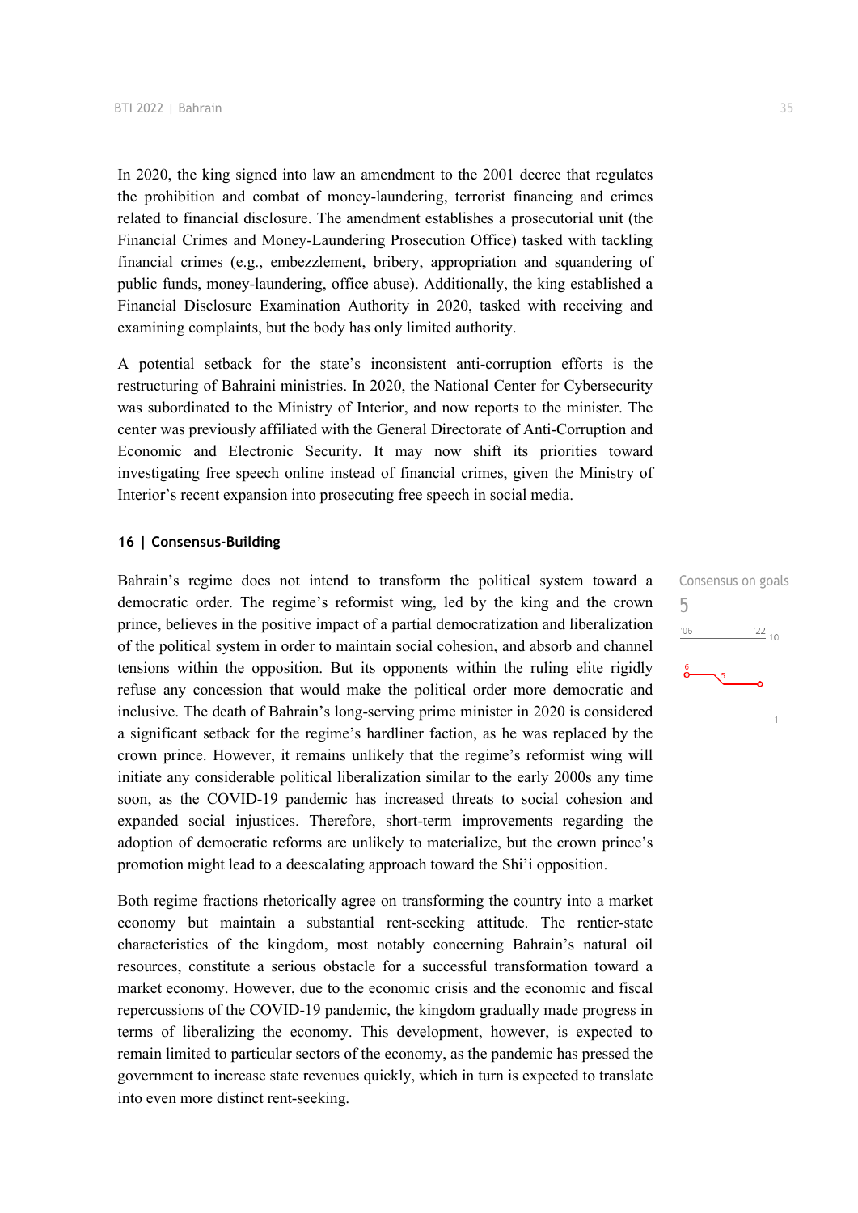In 2020, the king signed into law an amendment to the 2001 decree that regulates the prohibition and combat of money-laundering, terrorist financing and crimes related to financial disclosure. The amendment establishes a prosecutorial unit (the Financial Crimes and Money-Laundering Prosecution Office) tasked with tackling financial crimes (e.g., embezzlement, bribery, appropriation and squandering of public funds, money-laundering, office abuse). Additionally, the king established a Financial Disclosure Examination Authority in 2020, tasked with receiving and examining complaints, but the body has only limited authority.

A potential setback for the state's inconsistent anti-corruption efforts is the restructuring of Bahraini ministries. In 2020, the National Center for Cybersecurity was subordinated to the Ministry of Interior, and now reports to the minister. The center was previously affiliated with the General Directorate of Anti-Corruption and Economic and Electronic Security. It may now shift its priorities toward investigating free speech online instead of financial crimes, given the Ministry of Interior's recent expansion into prosecuting free speech in social media.

### 16 | Consensus-Building

Consensus on goals
5

Bahrain's regime does not intend to transform the political system toward a democratic order. The regime's reformist wing, led by the king and the crown prince, believes in the positive impact of a partial democratization and liberalization of the political system in order to maintain social cohesion, and absorb and channel tensions within the opposition. But its opponents within the ruling elite rigidly refuse any concession that would make the political order more democratic and inclusive. The death of Bahrain's long-serving prime minister in 2020 is considered a significant setback for the regime's hardliner faction, as he was replaced by the crown prince. However, it remains unlikely that the regime's reformist wing will initiate any considerable political liberalization similar to the early 2000s any time soon, as the COVID-19 pandemic has increased threats to social cohesion and expanded social injustices. Therefore, short-term improvements regarding the adoption of democratic reforms are unlikely to materialize, but the crown prince's promotion might lead to a deescalating approach toward the Shi'i opposition.

Both regime fractions rhetorically agree on transforming the country into a market economy but maintain a substantial rent-seeking attitude. The rentier-state characteristics of the kingdom, most notably concerning Bahrain's natural oil resources, constitute a serious obstacle for a successful transformation toward a market economy. However, due to the economic crisis and the economic and fiscal repercussions of the COVID-19 pandemic, the kingdom gradually made progress in terms of liberalizing the economy. This development, however, is expected to remain limited to particular sectors of the economy, as the pandemic has pressed the government to increase state revenues quickly, which in turn is expected to translate into even more distinct rent-seeking.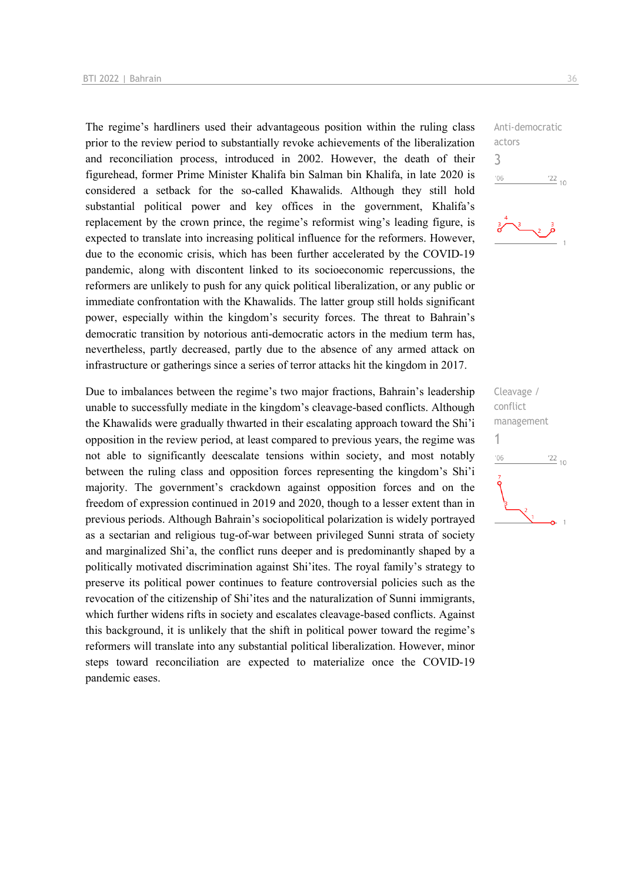Anti-democratic actors
3

The regime's hardliners used their advantageous position within the ruling class prior to the review period to substantially revoke achievements of the liberalization and reconciliation process, introduced in 2002. However, the death of their figurehead, former Prime Minister Khalifa bin Salman bin Khalifa, in late 2020 is considered a setback for the so-called Khawalids. Although they still hold substantial political power and key offices in the government, Khalifa's replacement by the crown prince, the regime's reformist wing's leading figure, is expected to translate into increasing political influence for the reformers. However, due to the economic crisis, which has been further accelerated by the COVID-19 pandemic, along with discontent linked to its socioeconomic repercussions, the reformers are unlikely to push for any quick political liberalization, or any public or immediate confrontation with the Khawalids. The latter group still holds significant power, especially within the kingdom's security forces. The threat to Bahrain's democratic transition by notorious anti-democratic actors in the medium term has, nevertheless, partly decreased, partly due to the absence of any armed attack on infrastructure or gatherings since a series of terror attacks hit the kingdom in 2017.

Cleavage / conflict management
1

Due to imbalances between the regime's two major fractions, Bahrain's leadership unable to successfully mediate in the kingdom's cleavage-based conflicts. Although the Khawalids were gradually thwarted in their escalating approach toward the Shi'i opposition in the review period, at least compared to previous years, the regime was not able to significantly deescalate tensions within society, and most notably between the ruling class and opposition forces representing the kingdom's Shi'i majority. The government's crackdown against opposition forces and on the freedom of expression continued in 2019 and 2020, though to a lesser extent than in previous periods. Although Bahrain's sociopolitical polarization is widely portrayed as a sectarian and religious tug-of-war between privileged Sunni strata of society and marginalized Shi'a, the conflict runs deeper and is predominantly shaped by a politically motivated discrimination against Shi'ites. The royal family's strategy to preserve its political power continues to feature controversial policies such as the revocation of the citizenship of Shi'ites and the naturalization of Sunni immigrants, which further widens rifts in society and escalates cleavage-based conflicts. Against this background, it is unlikely that the shift in political power toward the regime's reformers will translate into any substantial political liberalization. However, minor steps toward reconciliation are expected to materialize once the COVID-19 pandemic eases.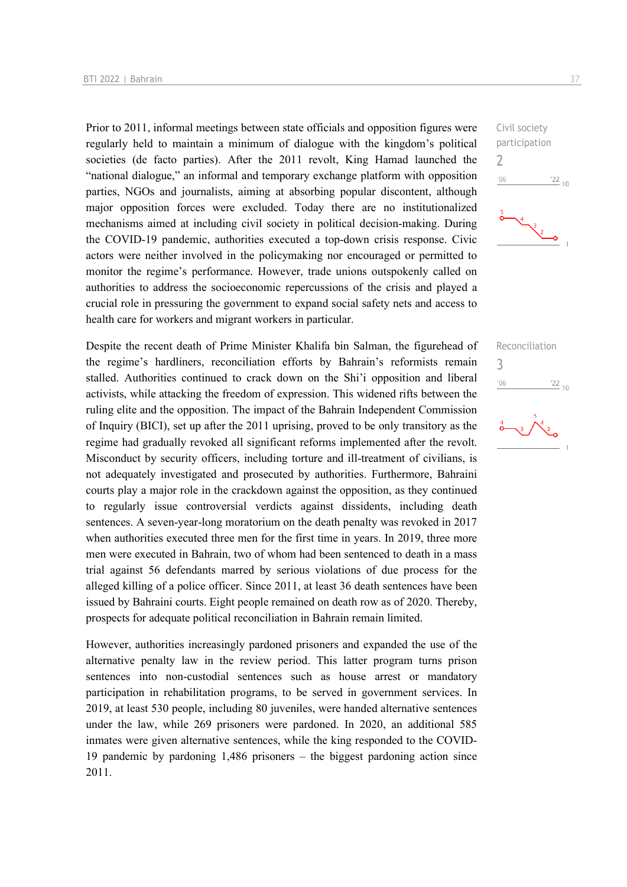Prior to 2011, informal meetings between state officials and opposition figures were regularly held to maintain a minimum of dialogue with the kingdom's political societies (de facto parties). After the 2011 revolt, King Hamad launched the "national dialogue," an informal and temporary exchange platform with opposition parties, NGOs and journalists, aiming at absorbing popular discontent, although major opposition forces were excluded. Today there are no institutionalized mechanisms aimed at including civil society in political decision-making. During the COVID-19 pandemic, authorities executed a top-down crisis response. Civic actors were neither involved in the policymaking nor encouraged or permitted to monitor the regime's performance. However, trade unions outspokenly called on authorities to address the socioeconomic repercussions of the crisis and played a crucial role in pressuring the government to expand social safety nets and access to health care for workers and migrant workers in particular.

Civil society participation
2

Despite the recent death of Prime Minister Khalifa bin Salman, the figurehead of the regime's hardliners, reconciliation efforts by Bahrain's reformists remain stalled. Authorities continued to crack down on the Shi'i opposition and liberal activists, while attacking the freedom of expression. This widened rifts between the ruling elite and the opposition. The impact of the Bahrain Independent Commission of Inquiry (BICI), set up after the 2011 uprising, proved to be only transitory as the regime had gradually revoked all significant reforms implemented after the revolt. Misconduct by security officers, including torture and ill-treatment of civilians, is not adequately investigated and prosecuted by authorities. Furthermore, Bahraini courts play a major role in the crackdown against the opposition, as they continued to regularly issue controversial verdicts against dissidents, including death sentences. A seven-year-long moratorium on the death penalty was revoked in 2017 when authorities executed three men for the first time in years. In 2019, three more men were executed in Bahrain, two of whom had been sentenced to death in a mass trial against 56 defendants marred by serious violations of due process for the alleged killing of a police officer. Since 2011, at least 36 death sentences have been issued by Bahraini courts. Eight people remained on death row as of 2020. Thereby, prospects for adequate political reconciliation in Bahrain remain limited.

Reconciliation
3

However, authorities increasingly pardoned prisoners and expanded the use of the alternative penalty law in the review period. This latter program turns prison sentences into non-custodial sentences such as house arrest or mandatory participation in rehabilitation programs, to be served in government services. In 2019, at least 530 people, including 80 juveniles, were handed alternative sentences under the law, while 269 prisoners were pardoned. In 2020, an additional 585 inmates were given alternative sentences, while the king responded to the COVID-19 pandemic by pardoning 1,486 prisoners – the biggest pardoning action since 2011.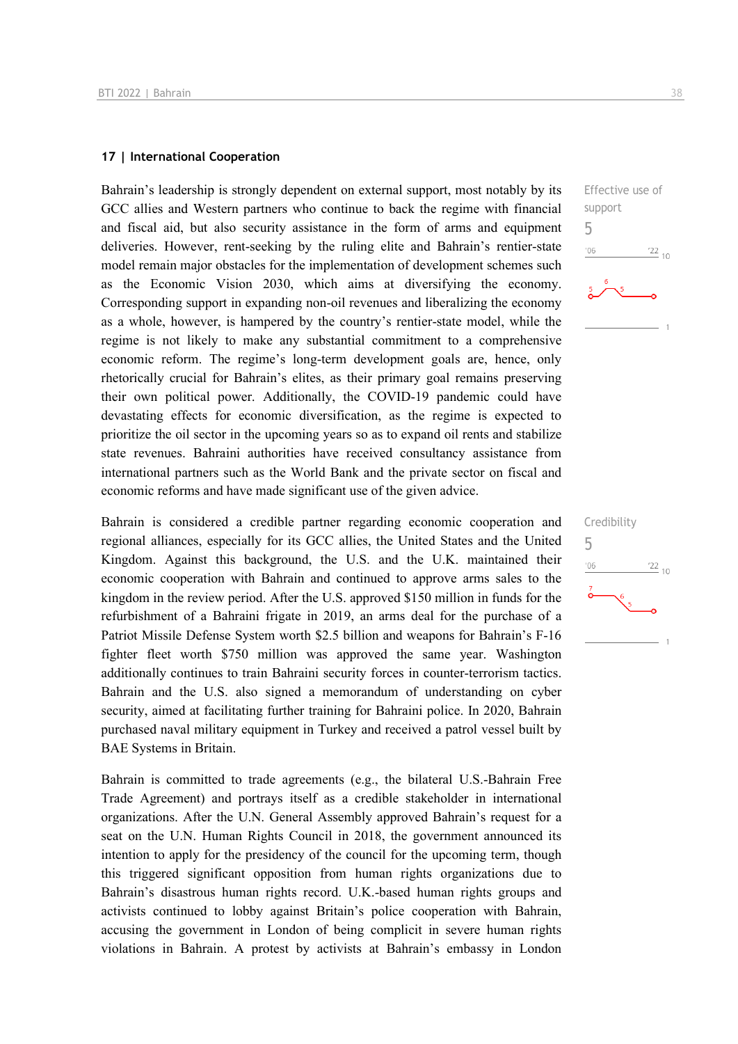## 17 | International Cooperation

Bahrain's leadership is strongly dependent on external support, most notably by its GCC allies and Western partners who continue to back the regime with financial and fiscal aid, but also security assistance in the form of arms and equipment deliveries. However, rent-seeking by the ruling elite and Bahrain's rentier-state model remain major obstacles for the implementation of development schemes such as the Economic Vision 2030, which aims at diversifying the economy. Corresponding support in expanding non-oil revenues and liberalizing the economy as a whole, however, is hampered by the country's rentier-state model, while the regime is not likely to make any substantial commitment to a comprehensive economic reform. The regime's long-term development goals are, hence, only rhetorically crucial for Bahrain's elites, as their primary goal remains preserving their own political power. Additionally, the COVID-19 pandemic could have devastating effects for economic diversification, as the regime is expected to prioritize the oil sector in the upcoming years so as to expand oil rents and stabilize state revenues. Bahraini authorities have received consultancy assistance from international partners such as the World Bank and the private sector on fiscal and economic reforms and have made significant use of the given advice.

Effective use of support
5

Bahrain is considered a credible partner regarding economic cooperation and regional alliances, especially for its GCC allies, the United States and the United Kingdom. Against this background, the U.S. and the U.K. maintained their economic cooperation with Bahrain and continued to approve arms sales to the kingdom in the review period. After the U.S. approved $150 million in funds for the refurbishment of a Bahraini frigate in 2019, an arms deal for the purchase of a Patriot Missile Defense System worth $2.5 billion and weapons for Bahrain's F-16 fighter fleet worth $750 million was approved the same year. Washington additionally continues to train Bahraini security forces in counter-terrorism tactics. Bahrain and the U.S. also signed a memorandum of understanding on cyber security, aimed at facilitating further training for Bahraini police. In 2020, Bahrain purchased naval military equipment in Turkey and received a patrol vessel built by BAE Systems in Britain.

Credibility
5

Bahrain is committed to trade agreements (e.g., the bilateral U.S.-Bahrain Free Trade Agreement) and portrays itself as a credible stakeholder in international organizations. After the U.N. General Assembly approved Bahrain's request for a seat on the U.N. Human Rights Council in 2018, the government announced its intention to apply for the presidency of the council for the upcoming term, though this triggered significant opposition from human rights organizations due to Bahrain's disastrous human rights record. U.K.-based human rights groups and activists continued to lobby against Britain's police cooperation with Bahrain, accusing the government in London of being complicit in severe human rights violations in Bahrain. A protest by activists at Bahrain's embassy in London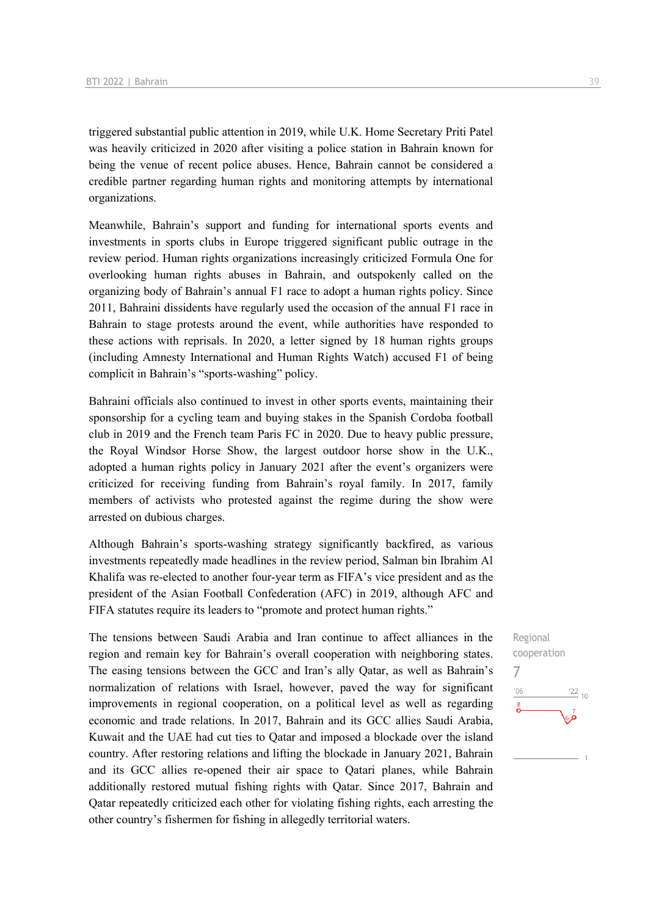triggered substantial public attention in 2019, while U.K. Home Secretary Priti Patel was heavily criticized in 2020 after visiting a police station in Bahrain known for being the venue of recent police abuses. Hence, Bahrain cannot be considered a credible partner regarding human rights and monitoring attempts by international organizations.

Meanwhile, Bahrain's support and funding for international sports events and investments in sports clubs in Europe triggered significant public outrage in the review period. Human rights organizations increasingly criticized Formula One for overlooking human rights abuses in Bahrain, and outspokenly called on the organizing body of Bahrain's annual F1 race to adopt a human rights policy. Since 2011, Bahraini dissidents have regularly used the occasion of the annual F1 race in Bahrain to stage protests around the event, while authorities have responded to these actions with reprisals. In 2020, a letter signed by 18 human rights groups (including Amnesty International and Human Rights Watch) accused F1 of being complicit in Bahrain's "sports-washing" policy.

Bahraini officials also continued to invest in other sports events, maintaining their sponsorship for a cycling team and buying stakes in the Spanish Cordoba football club in 2019 and the French team Paris FC in 2020. Due to heavy public pressure, the Royal Windsor Horse Show, the largest outdoor horse show in the U.K., adopted a human rights policy in January 2021 after the event's organizers were criticized for receiving funding from Bahrain's royal family. In 2017, family members of activists who protested against the regime during the show were arrested on dubious charges.

Although Bahrain's sports-washing strategy significantly backfired, as various investments repeatedly made headlines in the review period, Salman bin Ibrahim Al Khalifa was re-elected to another four-year term as FIFA's vice president and as the president of the Asian Football Confederation (AFC) in 2019, although AFC and FIFA statutes require its leaders to "promote and protect human rights."

Regional cooperation

7

The tensions between Saudi Arabia and Iran continue to affect alliances in the region and remain key for Bahrain's overall cooperation with neighboring states. The easing tensions between the GCC and Iran's ally Qatar, as well as Bahrain's normalization of relations with Israel, however, paved the way for significant improvements in regional cooperation, on a political level as well as regarding economic and trade relations. In 2017, Bahrain and its GCC allies Saudi Arabia, Kuwait and the UAE had cut ties to Qatar and imposed a blockade over the island country. After restoring relations and lifting the blockade in January 2021, Bahrain and its GCC allies re-opened their air space to Qatari planes, while Bahrain additionally restored mutual fishing rights with Qatar. Since 2017, Bahrain and Qatar repeatedly criticized each other for violating fishing rights, each arresting the other country's fishermen for fishing in allegedly territorial waters.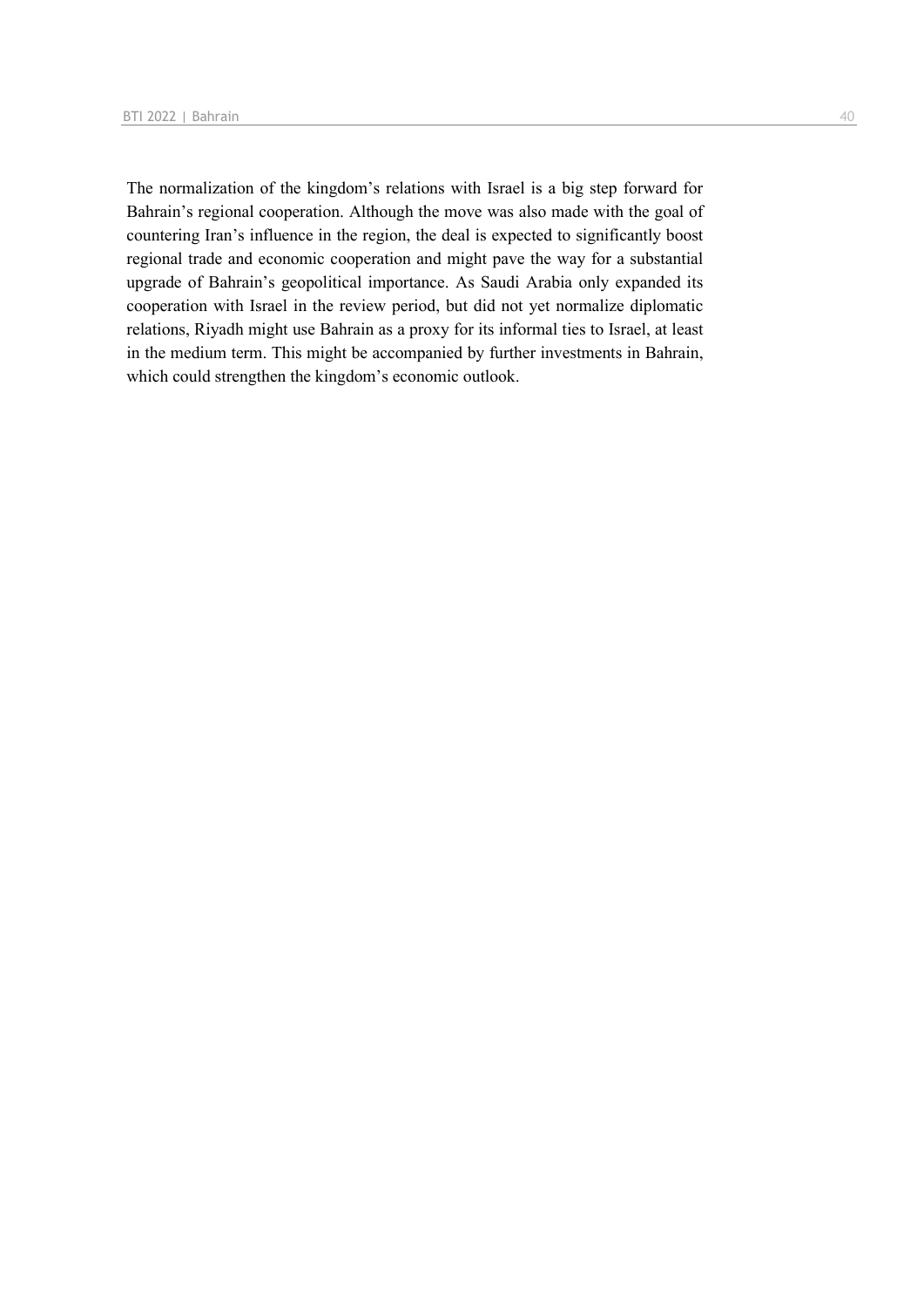The normalization of the kingdom's relations with Israel is a big step forward for Bahrain's regional cooperation. Although the move was also made with the goal of countering Iran's influence in the region, the deal is expected to significantly boost regional trade and economic cooperation and might pave the way for a substantial upgrade of Bahrain's geopolitical importance. As Saudi Arabia only expanded its cooperation with Israel in the review period, but did not yet normalize diplomatic relations, Riyadh might use Bahrain as a proxy for its informal ties to Israel, at least in the medium term. This might be accompanied by further investments in Bahrain, which could strengthen the kingdom's economic outlook.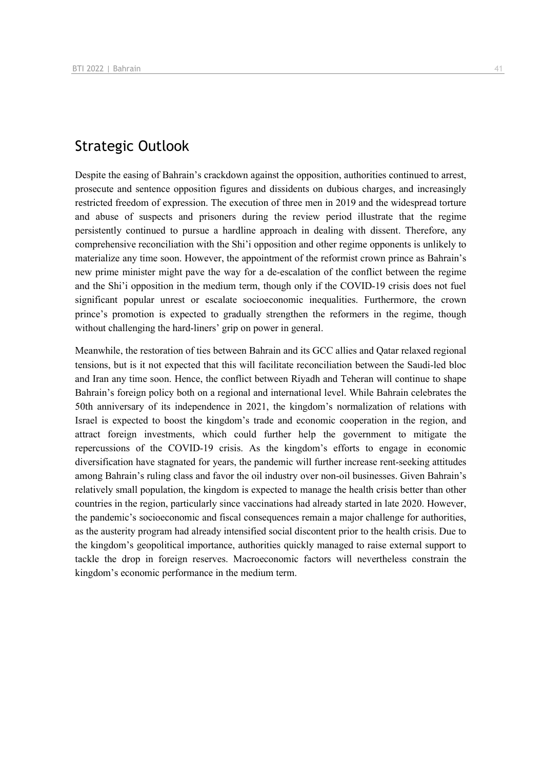## Strategic Outlook

Despite the easing of Bahrain's crackdown against the opposition, authorities continued to arrest, prosecute and sentence opposition figures and dissidents on dubious charges, and increasingly restricted freedom of expression. The execution of three men in 2019 and the widespread torture and abuse of suspects and prisoners during the review period illustrate that the regime persistently continued to pursue a hardline approach in dealing with dissent. Therefore, any comprehensive reconciliation with the Shi'i opposition and other regime opponents is unlikely to materialize any time soon. However, the appointment of the reformist crown prince as Bahrain's new prime minister might pave the way for a de-escalation of the conflict between the regime and the Shi'i opposition in the medium term, though only if the COVID-19 crisis does not fuel significant popular unrest or escalate socioeconomic inequalities. Furthermore, the crown prince's promotion is expected to gradually strengthen the reformers in the regime, though without challenging the hard-liners' grip on power in general.

Meanwhile, the restoration of ties between Bahrain and its GCC allies and Qatar relaxed regional tensions, but is it not expected that this will facilitate reconciliation between the Saudi-led bloc and Iran any time soon. Hence, the conflict between Riyadh and Teheran will continue to shape Bahrain's foreign policy both on a regional and international level. While Bahrain celebrates the 50th anniversary of its independence in 2021, the kingdom's normalization of relations with Israel is expected to boost the kingdom's trade and economic cooperation in the region, and attract foreign investments, which could further help the government to mitigate the repercussions of the COVID-19 crisis. As the kingdom's efforts to engage in economic diversification have stagnated for years, the pandemic will further increase rent-seeking attitudes among Bahrain's ruling class and favor the oil industry over non-oil businesses. Given Bahrain's relatively small population, the kingdom is expected to manage the health crisis better than other countries in the region, particularly since vaccinations had already started in late 2020. However, the pandemic's socioeconomic and fiscal consequences remain a major challenge for authorities, as the austerity program had already intensified social discontent prior to the health crisis. Due to the kingdom's geopolitical importance, authorities quickly managed to raise external support to tackle the drop in foreign reserves. Macroeconomic factors will nevertheless constrain the kingdom's economic performance in the medium term.